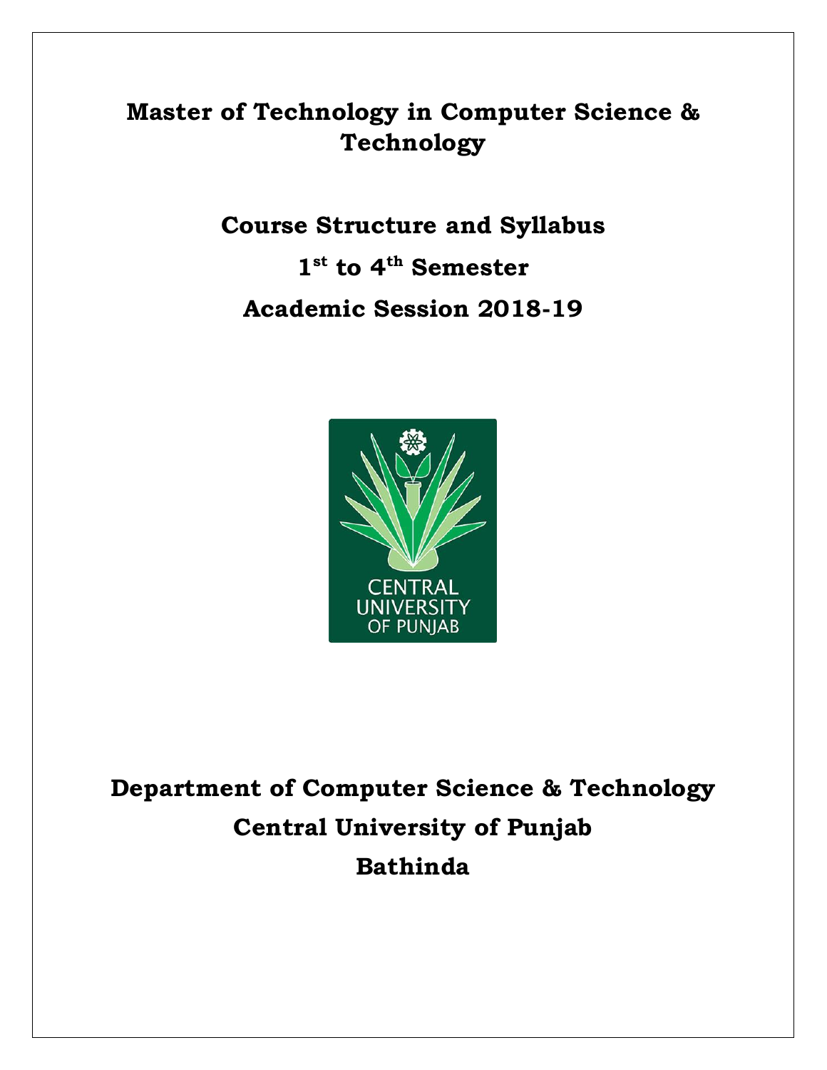# Master of Technology in Computer Science & Technology

## Course Structure and Syllabus

## 1st to 4th Semester

## Academic Session 2018-19

CENTRAL UNIVERSITY OF PUNJAB

## Department of Computer Science & Technology

## Central University of Punjab

## Bathinda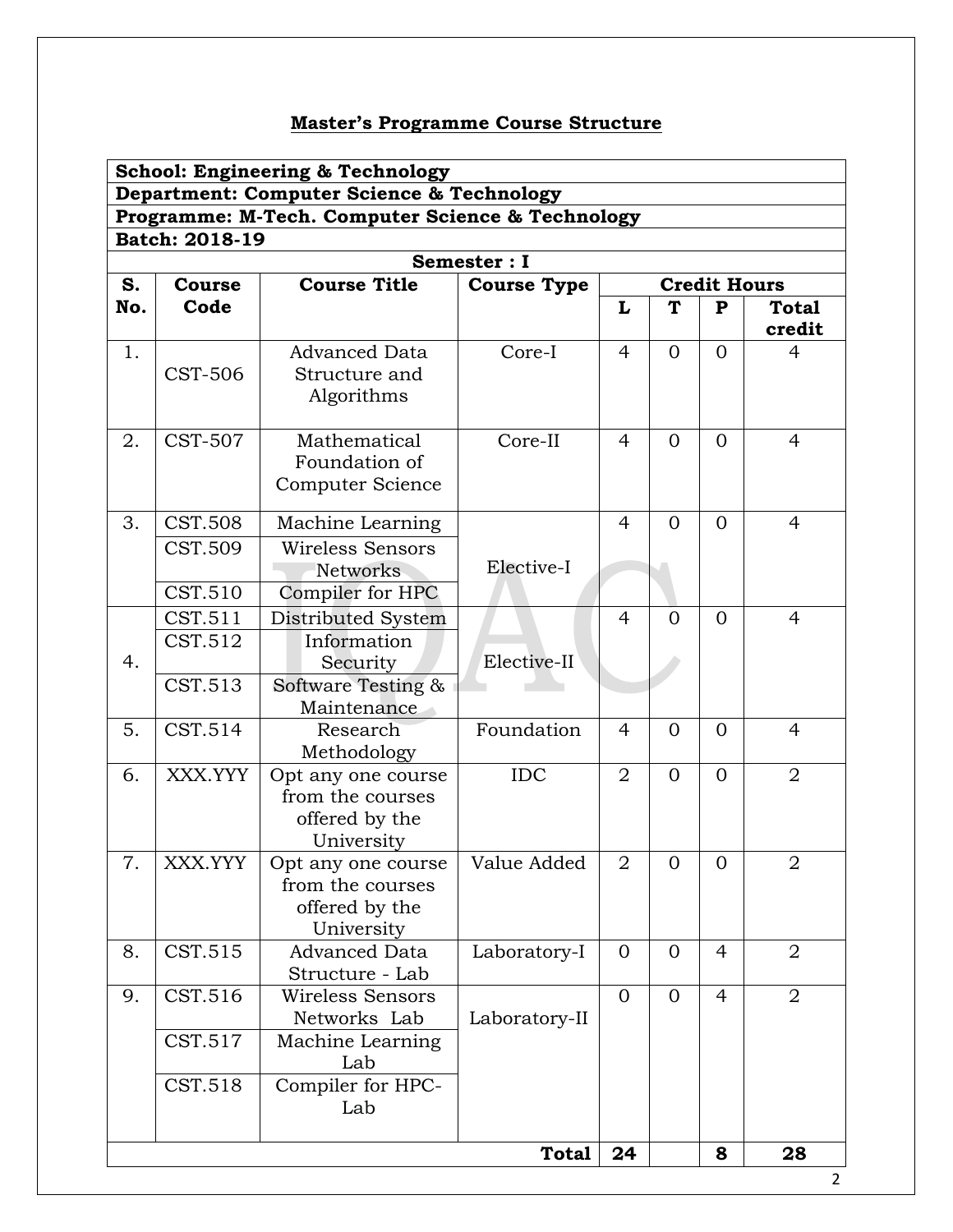## Master's Programme Course Structure

| | | | | | | | |
|---|---|---|---|---|---|---|---|
| **School: Engineering & Technology** | | | | | | | |
| **Department: Computer Science & Technology** | | | | | | | |
| **Programme: M-Tech. Computer Science & Technology** | | | | | | | |
| **Batch: 2018-19** | | | | | | | |
| **Semester : I** | | | | | | | |
| **S. No.** | **Course Code** | **Course Title** | **Course Type** | **Credit Hours** | | | |
| | | | | **L** | **T** | **P** | **Total credit** |
| 1. | CST-506 | Advanced Data Structure and Algorithms | Core-I | 4 | 0 | 0 | 4 |
| 2. | CST-507 | Mathematical Foundation of Computer Science | Core-II | 4 | 0 | 0 | 4 |
| 3. | CST.508 | Machine Learning | Elective-I | 4 | 0 | 0 | 4 |
| | CST.509 | Wireless Sensors Networks | | | | | |
| | CST.510 | Compiler for HPC | | | | | |
| 4. | CST.511 | Distributed System | Elective-II | 4 | 0 | 0 | 4 |
| | CST.512 | Information Security | | | | | |
| | CST.513 | Software Testing & Maintenance | | | | | |
| 5. | CST.514 | Research Methodology | Foundation | 4 | 0 | 0 | 4 |
| 6. | XXX.YYY | Opt any one course from the courses offered by the University | IDC | 2 | 0 | 0 | 2 |
| 7. | XXX.YYY | Opt any one course from the courses offered by the University | Value Added | 2 | 0 | 0 | 2 |
| 8. | CST.515 | Advanced Data Structure - Lab | Laboratory-I | 0 | 0 | 4 | 2 |
| 9. | CST.516 | Wireless Sensors Networks Lab | Laboratory-II | 0 | 0 | 4 | 2 |
| | CST.517 | Machine Learning Lab | | | | | |
| | CST.518 | Compiler for HPC-Lab | | | | | |
| | | | **Total** | **24** | | **8** | **28** |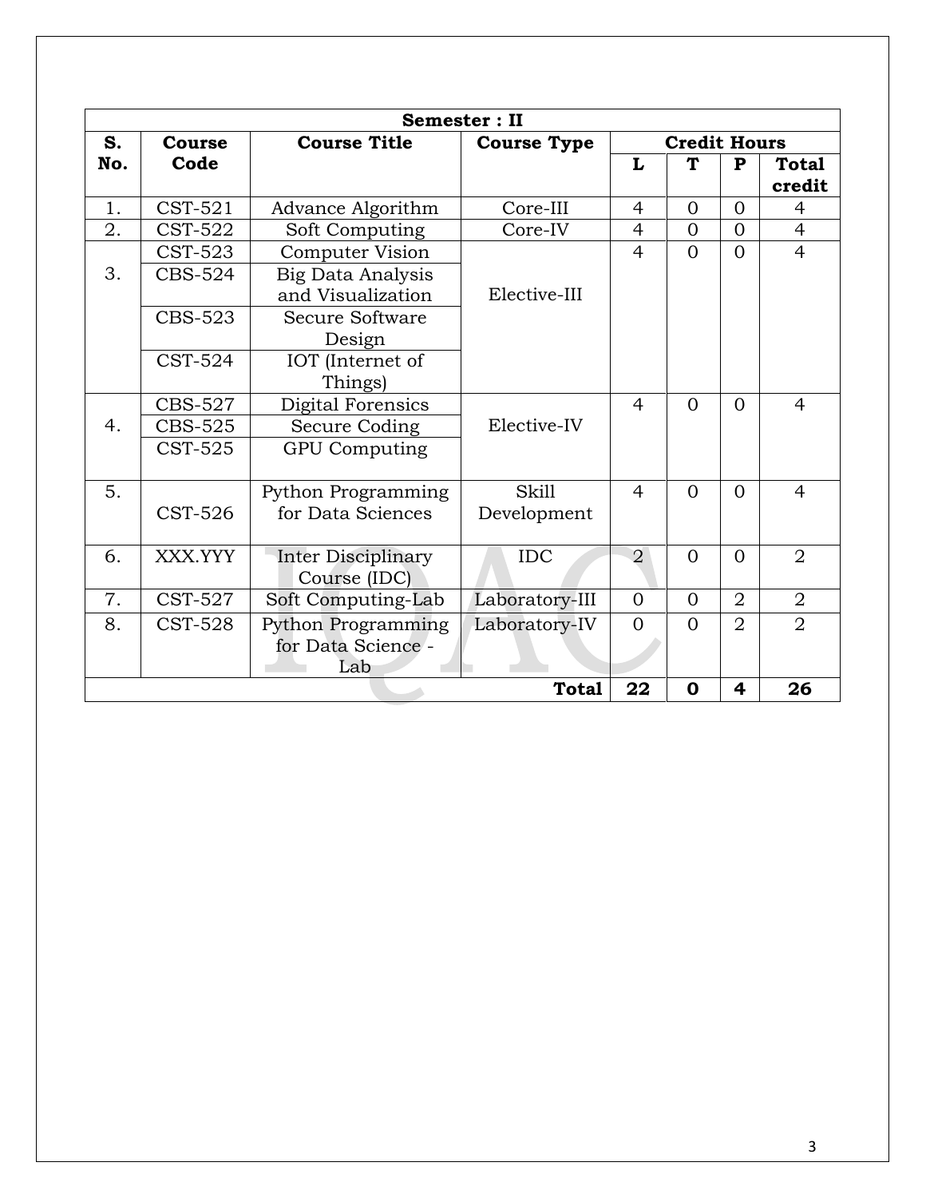| Semester : II | | | | | | | |
|---|---|---|---|---|---|---|---|
| **S. No.** | **Course Code** | **Course Title** | **Course Type** | **Credit Hours** | | | |
| | | | | **L** | **T** | **P** | **Total credit** |
| 1. | CST-521 | Advance Algorithm | Core-III | 4 | 0 | 0 | 4 |
| 2. | CST-522 | Soft Computing | Core-IV | 4 | 0 | 0 | 4 |
| 3. | CST-523 | Computer Vision | Elective-III | 4 | 0 | 0 | 4 |
| | CBS-524 | Big Data Analysis and Visualization | | | | | |
| | CBS-523 | Secure Software Design | | | | | |
| | CST-524 | IOT (Internet of Things) | | | | | |
| 4. | CBS-527 | Digital Forensics | Elective-IV | 4 | 0 | 0 | 4 |
| | CBS-525 | Secure Coding | | | | | |
| | CST-525 | GPU Computing | | | | | |
| 5. | CST-526 | Python Programming for Data Sciences | Skill Development | 4 | 0 | 0 | 4 |
| 6. | XXX.YYY | Inter Disciplinary Course (IDC) | IDC | 2 | 0 | 0 | 2 |
| 7. | CST-527 | Soft Computing-Lab | Laboratory-III | 0 | 0 | 2 | 2 |
| 8. | CST-528 | Python Programming for Data Science - Lab | Laboratory-IV | 0 | 0 | 2 | 2 |
| | | | **Total** | **22** | **0** | **4** | **26** |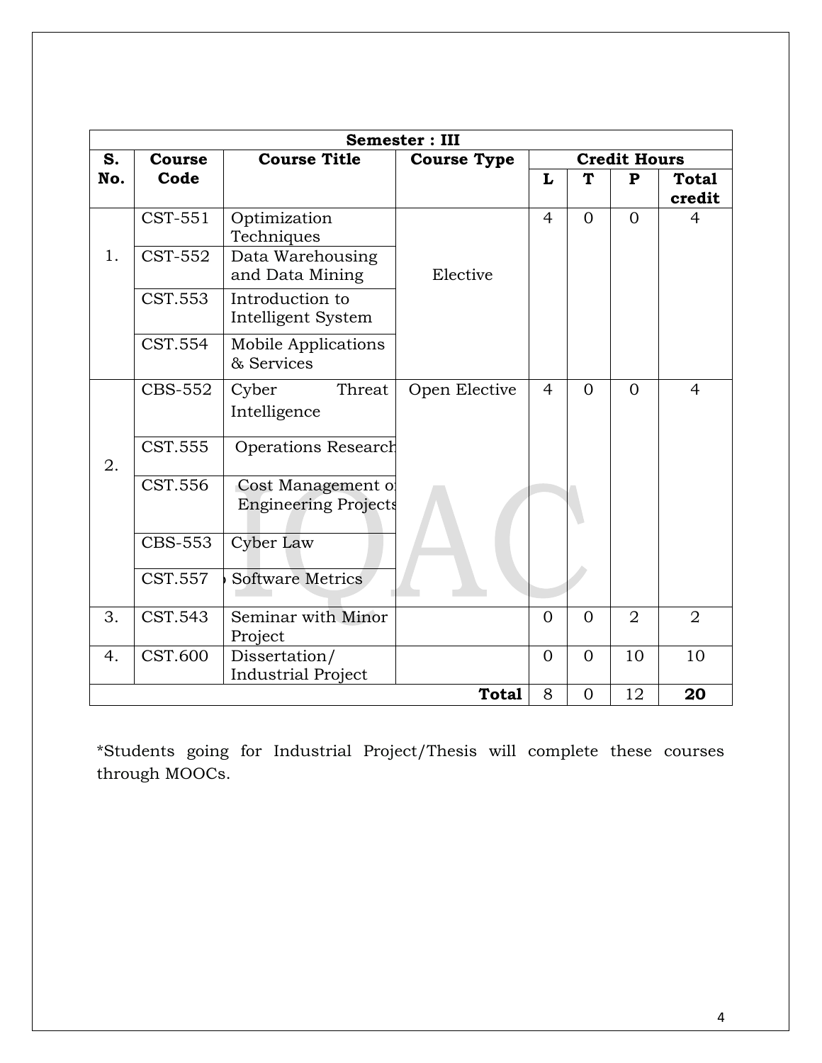| Semester : III | | | | | | | |
|---|---|---|---|---|---|---|---|
| **S. No.** | **Course Code** | **Course Title** | **Course Type** | **Credit Hours** | | | |
| | | | | **L** | **T** | **P** | **Total credit** |
| 1. | CST-551 | Optimization Techniques | Elective | 4 | 0 | 0 | 4 |
| | CST-552 | Data Warehousing and Data Mining | | | | | |
| | CST.553 | Introduction to Intelligent System | | | | | |
| | CST.554 | Mobile Applications & Services | | | | | |
| 2. | CBS-552 | Cyber Threat Intelligence | Open Elective | 4 | 0 | 0 | 4 |
| | CST.555 | Operations Research | | | | | |
| | CST.556 | Cost Management of Engineering Projects | | | | | |
| | CBS-553 | Cyber Law | | | | | |
| | CST.557 | Software Metrics | | | | | |
| 3. | CST.543 | Seminar with Minor Project | | 0 | 0 | 2 | 2 |
| 4. | CST.600 | Dissertation/ Industrial Project | | 0 | 0 | 10 | 10 |
| | | | **Total** | 8 | 0 | 12 | **20** |

*Students going for Industrial Project/Thesis will complete these courses through MOOCs.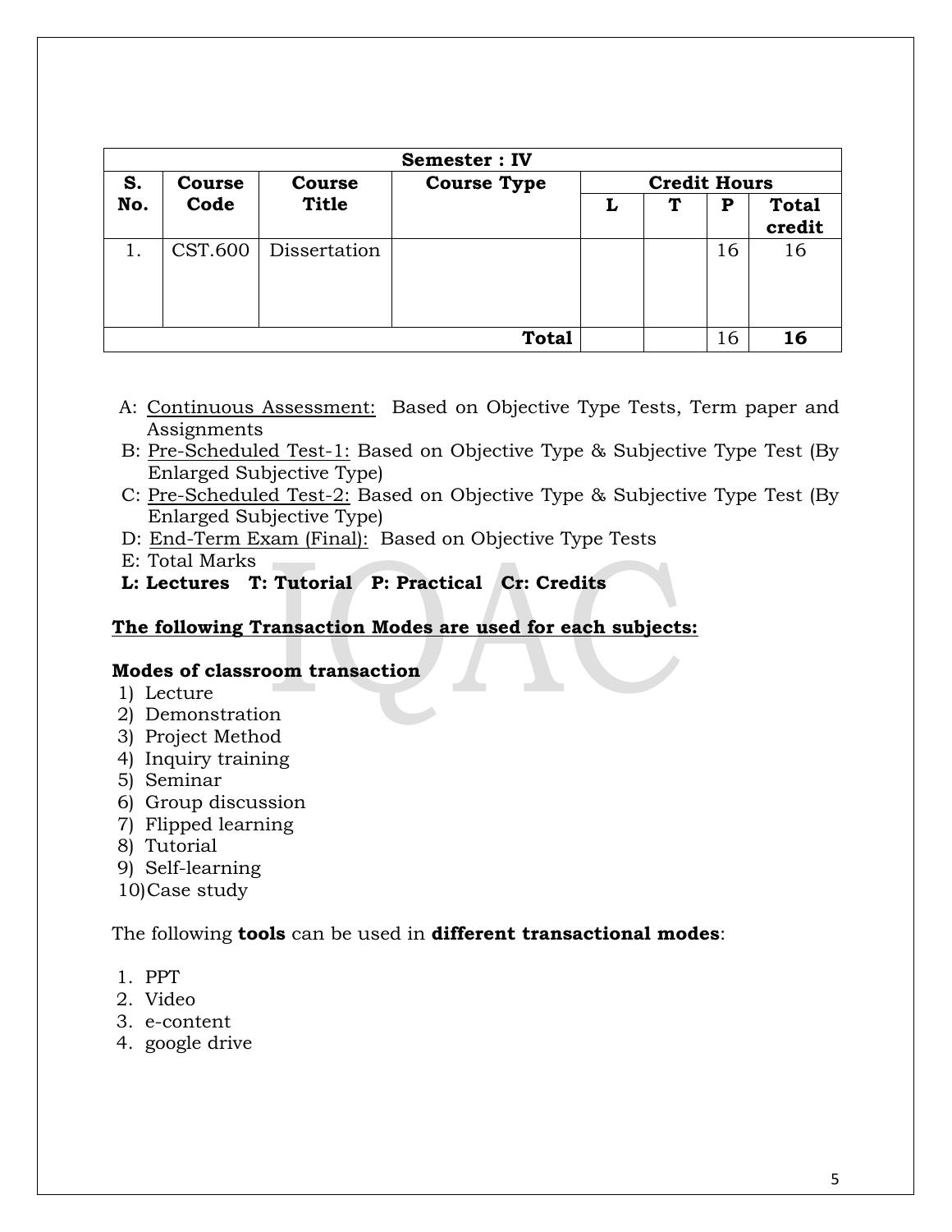| Semester : IV | | | | | | | |
|---|---|---|---|---|---|---|---|
| S. No. | Course Code | Course Title | Course Type | Credit Hours | | | |
| | | | | L | T | P | Total credit |
| 1. | CST.600 | Dissertation | | | | 16 | 16 |
| | | | Total | | | 16 | **16** |

A: Continuous Assessment: Based on Objective Type Tests, Term paper and Assignments
B: Pre-Scheduled Test-1: Based on Objective Type & Subjective Type Test (By Enlarged Subjective Type)
C: Pre-Scheduled Test-2: Based on Objective Type & Subjective Type Test (By Enlarged Subjective Type)
D: End-Term Exam (Final): Based on Objective Type Tests
E: Total Marks
**L: Lectures T: Tutorial P: Practical Cr: Credits**

**The following Transaction Modes are used for each subjects:**

**Modes of classroom transaction**

1) Lecture
2) Demonstration
3) Project Method
4) Inquiry training
5) Seminar
6) Group discussion
7) Flipped learning
8) Tutorial
9) Self-learning
10) Case study

The following **tools** can be used in **different transactional modes**:

1. PPT
2. Video
3. e-content
4. google drive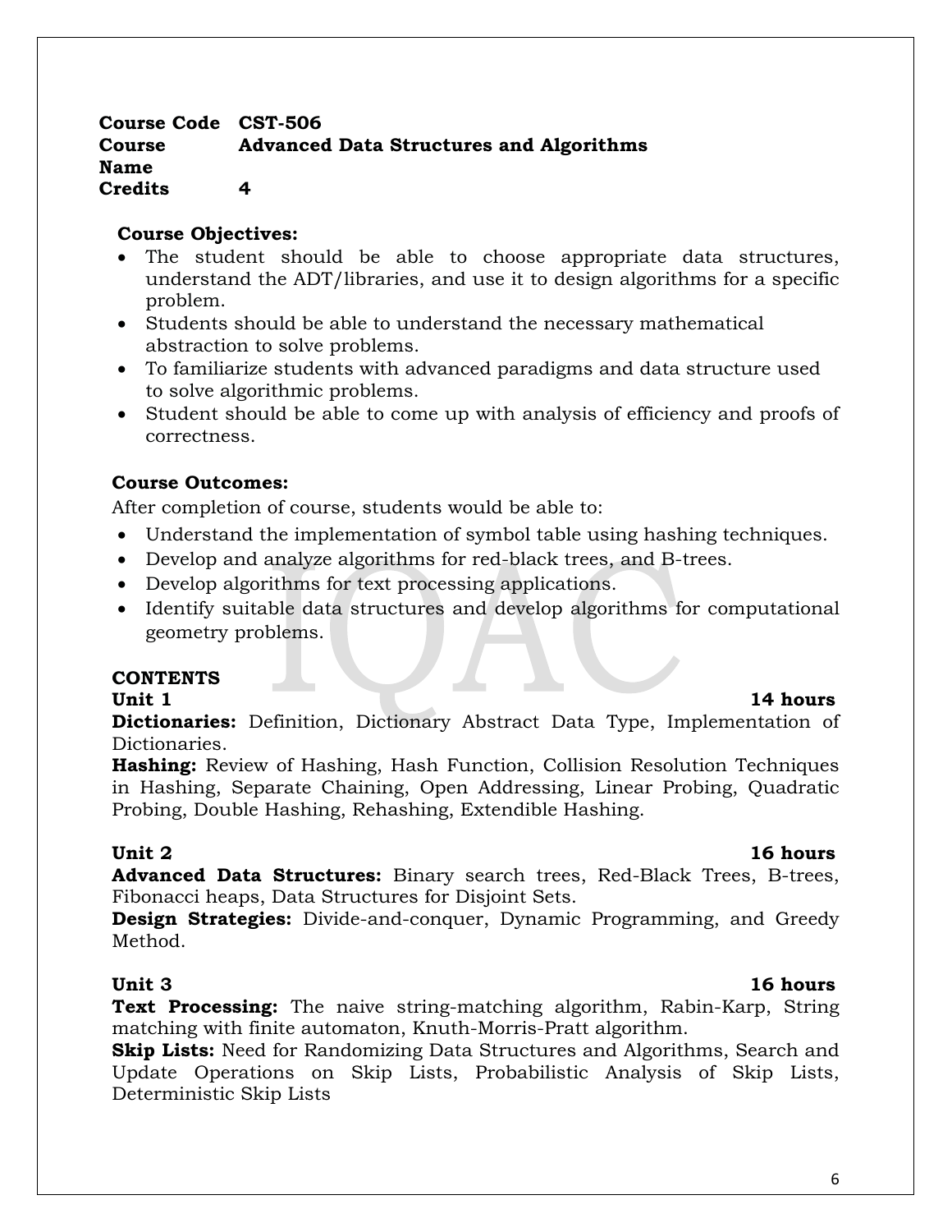**Course Code** **CST-506**
**Course Name** **Advanced Data Structures and Algorithms**
**Credits** **4**

**Course Objectives:**

- The student should be able to choose appropriate data structures, understand the ADT/libraries, and use it to design algorithms for a specific problem.
- Students should be able to understand the necessary mathematical abstraction to solve problems.
- To familiarize students with advanced paradigms and data structure used to solve algorithmic problems.
- Student should be able to come up with analysis of efficiency and proofs of correctness.

**Course Outcomes:**

After completion of course, students would be able to:

- Understand the implementation of symbol table using hashing techniques.
- Develop and analyze algorithms for red-black trees, and B-trees.
- Develop algorithms for text processing applications.
- Identify suitable data structures and develop algorithms for computational geometry problems.

**CONTENTS**

**Unit 1** **14 hours**

**Dictionaries:** Definition, Dictionary Abstract Data Type, Implementation of Dictionaries.

**Hashing:** Review of Hashing, Hash Function, Collision Resolution Techniques in Hashing, Separate Chaining, Open Addressing, Linear Probing, Quadratic Probing, Double Hashing, Rehashing, Extendible Hashing.

**Unit 2** **16 hours**

**Advanced Data Structures:** Binary search trees, Red-Black Trees, B-trees, Fibonacci heaps, Data Structures for Disjoint Sets.

**Design Strategies:** Divide-and-conquer, Dynamic Programming, and Greedy Method.

**Unit 3** **16 hours**

**Text Processing:** The naive string-matching algorithm, Rabin-Karp, String matching with finite automaton, Knuth-Morris-Pratt algorithm.

**Skip Lists:** Need for Randomizing Data Structures and Algorithms, Search and Update Operations on Skip Lists, Probabilistic Analysis of Skip Lists, Deterministic Skip Lists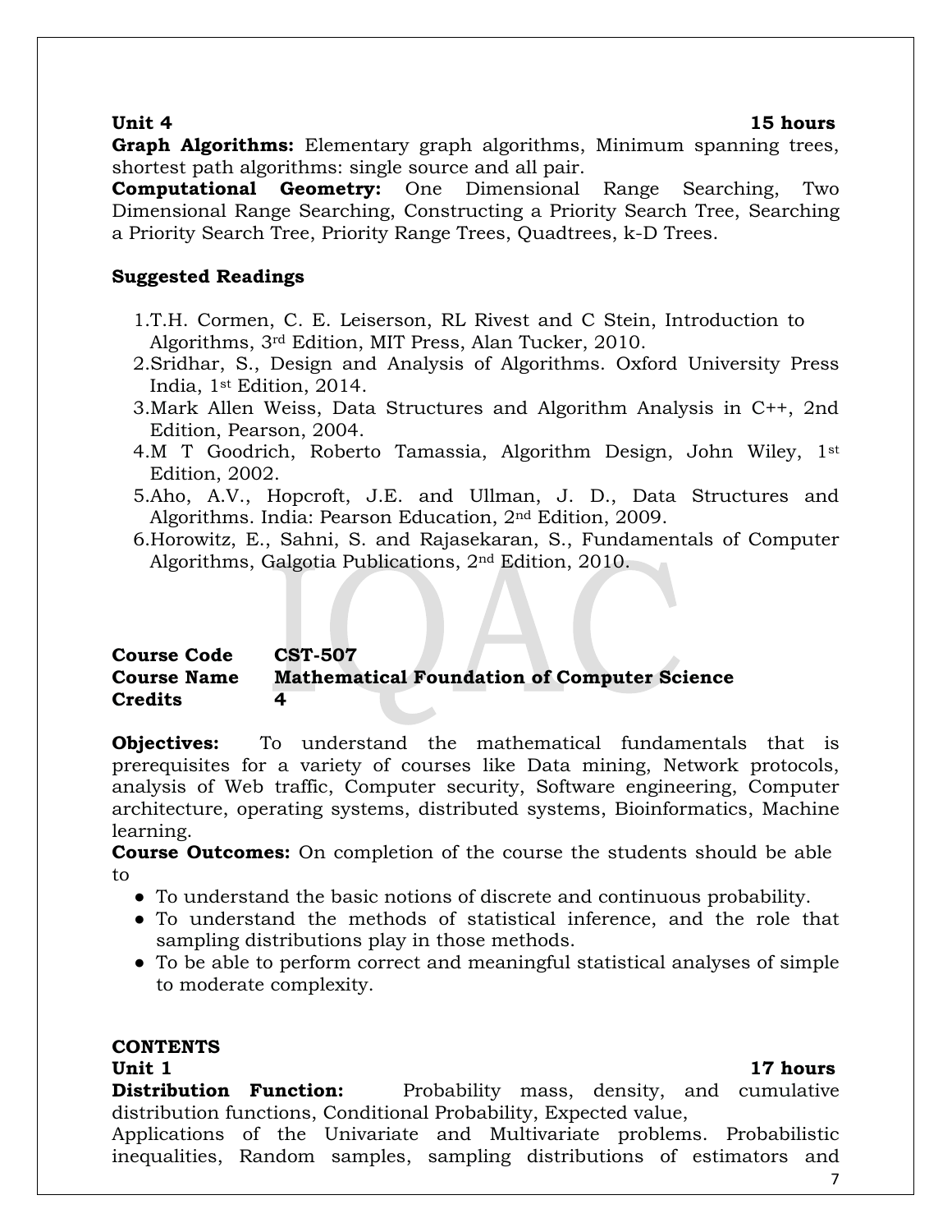**Unit 4** **15 hours**

**Graph Algorithms:** Elementary graph algorithms, Minimum spanning trees, shortest path algorithms: single source and all pair.

**Computational Geometry:** One Dimensional Range Searching, Two Dimensional Range Searching, Constructing a Priority Search Tree, Searching a Priority Search Tree, Priority Range Trees, Quadtrees, k-D Trees.

**Suggested Readings**

1. T.H. Cormen, C. E. Leiserson, RL Rivest and C Stein, Introduction to Algorithms, 3rd Edition, MIT Press, Alan Tucker, 2010.
2. Sridhar, S., Design and Analysis of Algorithms. Oxford University Press India, 1st Edition, 2014.
3. Mark Allen Weiss, Data Structures and Algorithm Analysis in C++, 2nd Edition, Pearson, 2004.
4. M T Goodrich, Roberto Tamassia, Algorithm Design, John Wiley, 1st Edition, 2002.
5. Aho, A.V., Hopcroft, J.E. and Ullman, J. D., Data Structures and Algorithms. India: Pearson Education, 2nd Edition, 2009.
6. Horowitz, E., Sahni, S. and Rajasekaran, S., Fundamentals of Computer Algorithms, Galgotia Publications, 2nd Edition, 2010.

**Course Code** **CST-507**
**Course Name** **Mathematical Foundation of Computer Science**
**Credits** **4**

**Objectives:** To understand the mathematical fundamentals that is prerequisites for a variety of courses like Data mining, Network protocols, analysis of Web traffic, Computer security, Software engineering, Computer architecture, operating systems, distributed systems, Bioinformatics, Machine learning.

**Course Outcomes:** On completion of the course the students should be able to

- To understand the basic notions of discrete and continuous probability.
- To understand the methods of statistical inference, and the role that sampling distributions play in those methods.
- To be able to perform correct and meaningful statistical analyses of simple to moderate complexity.

**CONTENTS**

**Unit 1** **17 hours**

**Distribution Function:** Probability mass, density, and cumulative distribution functions, Conditional Probability, Expected value,
Applications of the Univariate and Multivariate problems. Probabilistic inequalities, Random samples, sampling distributions of estimators and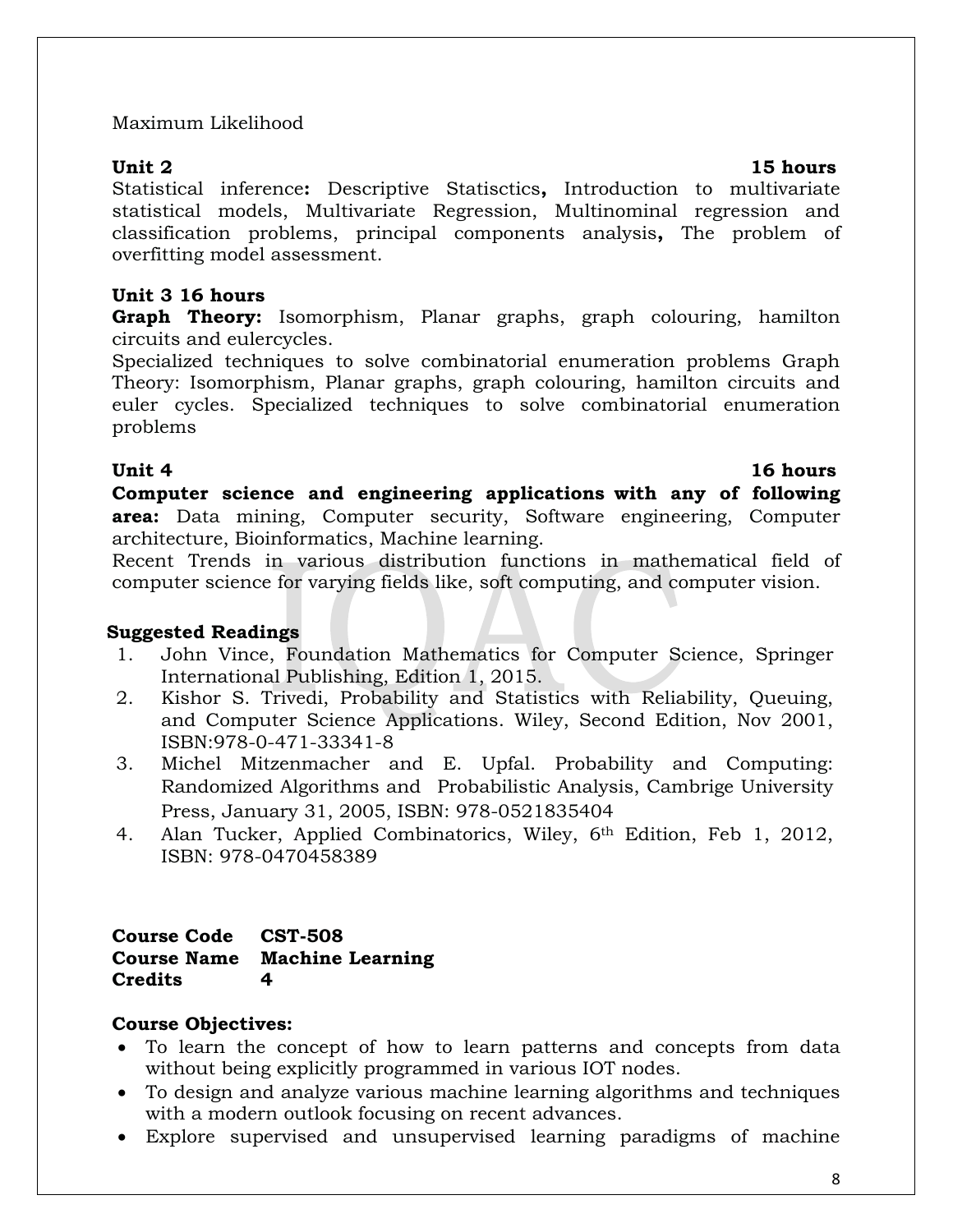Maximum Likelihood

**Unit 2** **15 hours**

Statistical inference**:** Descriptive Statisctics**,** Introduction to multivariate statistical models, Multivariate Regression, Multinominal regression and classification problems, principal components analysis**,** The problem of overfitting model assessment.

**Unit 3 16 hours**

**Graph Theory:** Isomorphism, Planar graphs, graph colouring, hamilton circuits and eulercycles.

Specialized techniques to solve combinatorial enumeration problems Graph Theory: Isomorphism, Planar graphs, graph colouring, hamilton circuits and euler cycles. Specialized techniques to solve combinatorial enumeration problems

**Unit 4** **16 hours**

**Computer science and engineering applications with any of following area:** Data mining, Computer security, Software engineering, Computer architecture, Bioinformatics, Machine learning.

Recent Trends in various distribution functions in mathematical field of computer science for varying fields like, soft computing, and computer vision.

**Suggested Readings**

1. John Vince, Foundation Mathematics for Computer Science, Springer International Publishing, Edition 1, 2015.
2. Kishor S. Trivedi, Probability and Statistics with Reliability, Queuing, and Computer Science Applications. Wiley, Second Edition, Nov 2001, ISBN:978-0-471-33341-8
3. Michel Mitzenmacher and E. Upfal. Probability and Computing: Randomized Algorithms and Probabilistic Analysis, Cambrige University Press, January 31, 2005, ISBN: 978-0521835404
4. Alan Tucker, Applied Combinatorics, Wiley, 6th Edition, Feb 1, 2012, ISBN: 978-0470458389

**Course Code** **CST-508**
**Course Name** **Machine Learning**
**Credits** **4**

**Course Objectives:**

- To learn the concept of how to learn patterns and concepts from data without being explicitly programmed in various IOT nodes.
- To design and analyze various machine learning algorithms and techniques with a modern outlook focusing on recent advances.
- Explore supervised and unsupervised learning paradigms of machine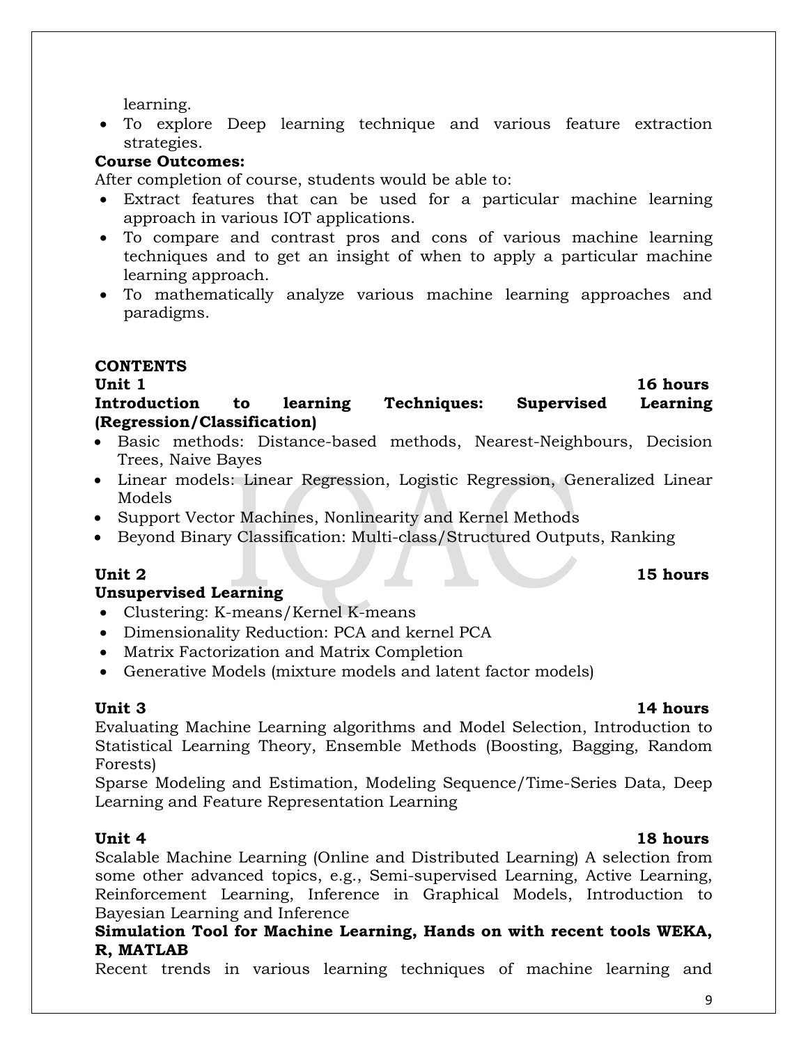learning.

- To explore Deep learning technique and various feature extraction strategies.

**Course Outcomes:**

After completion of course, students would be able to:

- Extract features that can be used for a particular machine learning approach in various IOT applications.
- To compare and contrast pros and cons of various machine learning techniques and to get an insight of when to apply a particular machine learning approach.
- To mathematically analyze various machine learning approaches and paradigms.

**CONTENTS**

**Unit 1** **16 hours**

**Introduction to learning Techniques: Supervised Learning (Regression/Classification)**

- Basic methods: Distance-based methods, Nearest-Neighbours, Decision Trees, Naive Bayes
- Linear models: Linear Regression, Logistic Regression, Generalized Linear Models
- Support Vector Machines, Nonlinearity and Kernel Methods
- Beyond Binary Classification: Multi-class/Structured Outputs, Ranking

**Unit 2** **15 hours**

**Unsupervised Learning**

- Clustering: K-means/Kernel K-means
- Dimensionality Reduction: PCA and kernel PCA
- Matrix Factorization and Matrix Completion
- Generative Models (mixture models and latent factor models)

**Unit 3** **14 hours**

Evaluating Machine Learning algorithms and Model Selection, Introduction to Statistical Learning Theory, Ensemble Methods (Boosting, Bagging, Random Forests)

Sparse Modeling and Estimation, Modeling Sequence/Time-Series Data, Deep Learning and Feature Representation Learning

**Unit 4** **18 hours**

Scalable Machine Learning (Online and Distributed Learning) A selection from some other advanced topics, e.g., Semi-supervised Learning, Active Learning, Reinforcement Learning, Inference in Graphical Models, Introduction to Bayesian Learning and Inference

**Simulation Tool for Machine Learning, Hands on with recent tools WEKA, R, MATLAB**

Recent trends in various learning techniques of machine learning and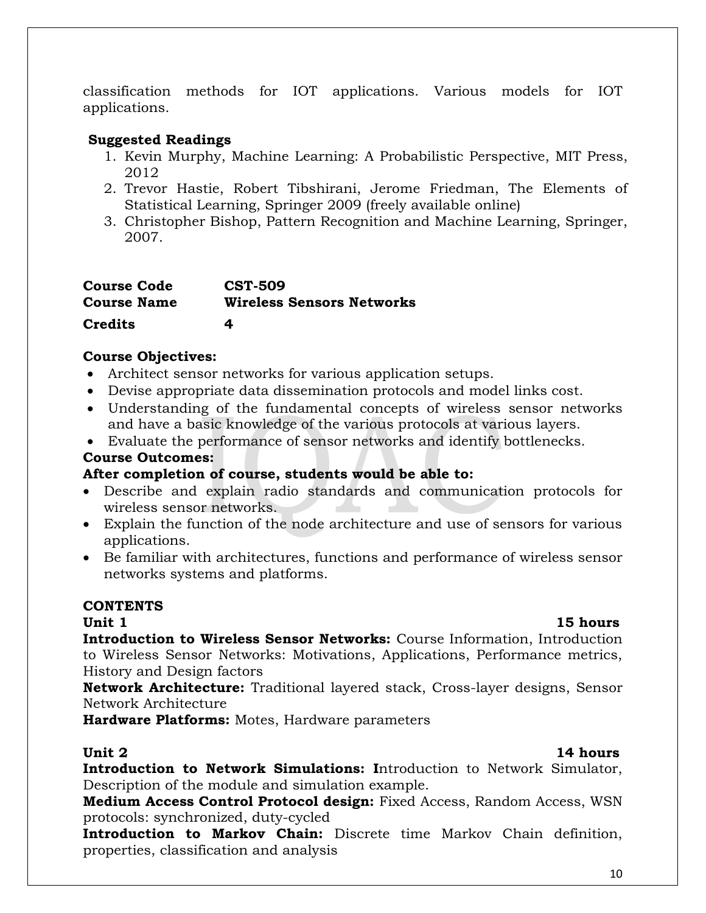classification methods for IOT applications. Various models for IOT applications.

**Suggested Readings**

1. Kevin Murphy, Machine Learning: A Probabilistic Perspective, MIT Press, 2012
2. Trevor Hastie, Robert Tibshirani, Jerome Friedman, The Elements of Statistical Learning, Springer 2009 (freely available online)
3. Christopher Bishop, Pattern Recognition and Machine Learning, Springer, 2007.

| | |
|---|---|
| **Course Code** | **CST-509** |
| **Course Name** | **Wireless Sensors Networks** |
| **Credits** | **4** |

**Course Objectives:**

- Architect sensor networks for various application setups.
- Devise appropriate data dissemination protocols and model links cost.
- Understanding of the fundamental concepts of wireless sensor networks and have a basic knowledge of the various protocols at various layers.
- Evaluate the performance of sensor networks and identify bottlenecks.

**Course Outcomes:**

**After completion of course, students would be able to:**

- Describe and explain radio standards and communication protocols for wireless sensor networks.
- Explain the function of the node architecture and use of sensors for various applications.
- Be familiar with architectures, functions and performance of wireless sensor networks systems and platforms.

**CONTENTS**

**Unit 1** **15 hours**

**Introduction to Wireless Sensor Networks:** Course Information, Introduction to Wireless Sensor Networks: Motivations, Applications, Performance metrics, History and Design factors

**Network Architecture:** Traditional layered stack, Cross-layer designs, Sensor Network Architecture

**Hardware Platforms:** Motes, Hardware parameters

**Unit 2** **14 hours**

**Introduction to Network Simulations:** Introduction to Network Simulator, Description of the module and simulation example.

**Medium Access Control Protocol design:** Fixed Access, Random Access, WSN protocols: synchronized, duty-cycled

**Introduction to Markov Chain:** Discrete time Markov Chain definition, properties, classification and analysis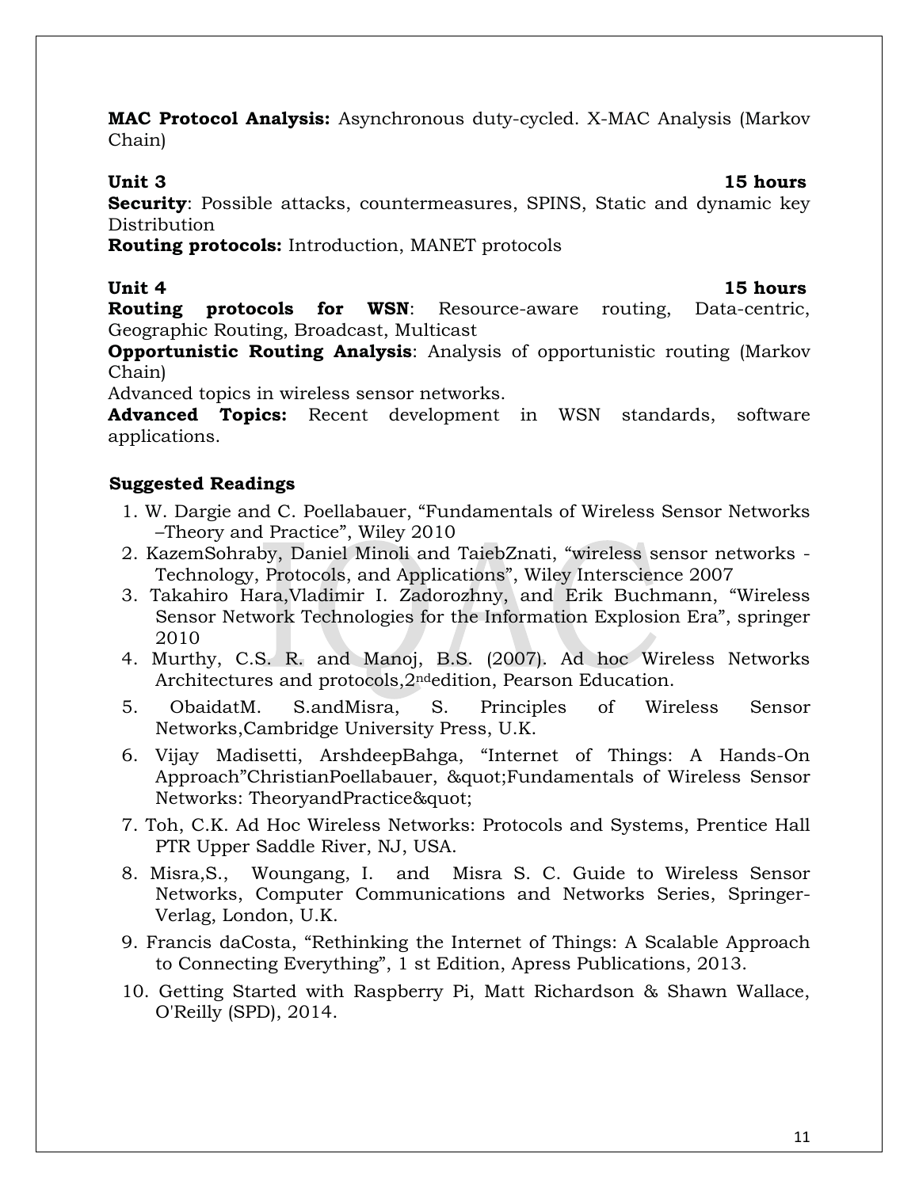**MAC Protocol Analysis:** Asynchronous duty-cycled. X-MAC Analysis (Markov Chain)

**Unit 3** **15 hours**

**Security**: Possible attacks, countermeasures, SPINS, Static and dynamic key Distribution

**Routing protocols:** Introduction, MANET protocols

**Unit 4** **15 hours**

**Routing protocols for WSN**: Resource-aware routing, Data-centric, Geographic Routing, Broadcast, Multicast

**Opportunistic Routing Analysis**: Analysis of opportunistic routing (Markov Chain)

Advanced topics in wireless sensor networks.

**Advanced Topics:** Recent development in WSN standards, software applications.

**Suggested Readings**

1. W. Dargie and C. Poellabauer, "Fundamentals of Wireless Sensor Networks –Theory and Practice", Wiley 2010
2. KazemSohraby, Daniel Minoli and TaiebZnati, "wireless sensor networks - Technology, Protocols, and Applications", Wiley Interscience 2007
3. Takahiro Hara,Vladimir I. Zadorozhny, and Erik Buchmann, "Wireless Sensor Network Technologies for the Information Explosion Era", springer 2010
4. Murthy, C.S. R. and Manoj, B.S. (2007). Ad hoc Wireless Networks Architectures and protocols,2ndedition, Pearson Education.
5. ObaidatM. S.andMisra, S. Principles of Wireless Sensor Networks,Cambridge University Press, U.K.
6. Vijay Madisetti, ArshdeepBahga, "Internet of Things: A Hands-On Approach"ChristianPoellabauer, &quot;Fundamentals of Wireless Sensor Networks: TheoryandPractice&quot;
7. Toh, C.K. Ad Hoc Wireless Networks: Protocols and Systems, Prentice Hall PTR Upper Saddle River, NJ, USA.
8. Misra,S., Woungang, I. and Misra S. C. Guide to Wireless Sensor Networks, Computer Communications and Networks Series, Springer-Verlag, London, U.K.
9. Francis daCosta, "Rethinking the Internet of Things: A Scalable Approach to Connecting Everything", 1 st Edition, Apress Publications, 2013.
10. Getting Started with Raspberry Pi, Matt Richardson & Shawn Wallace, O'Reilly (SPD), 2014.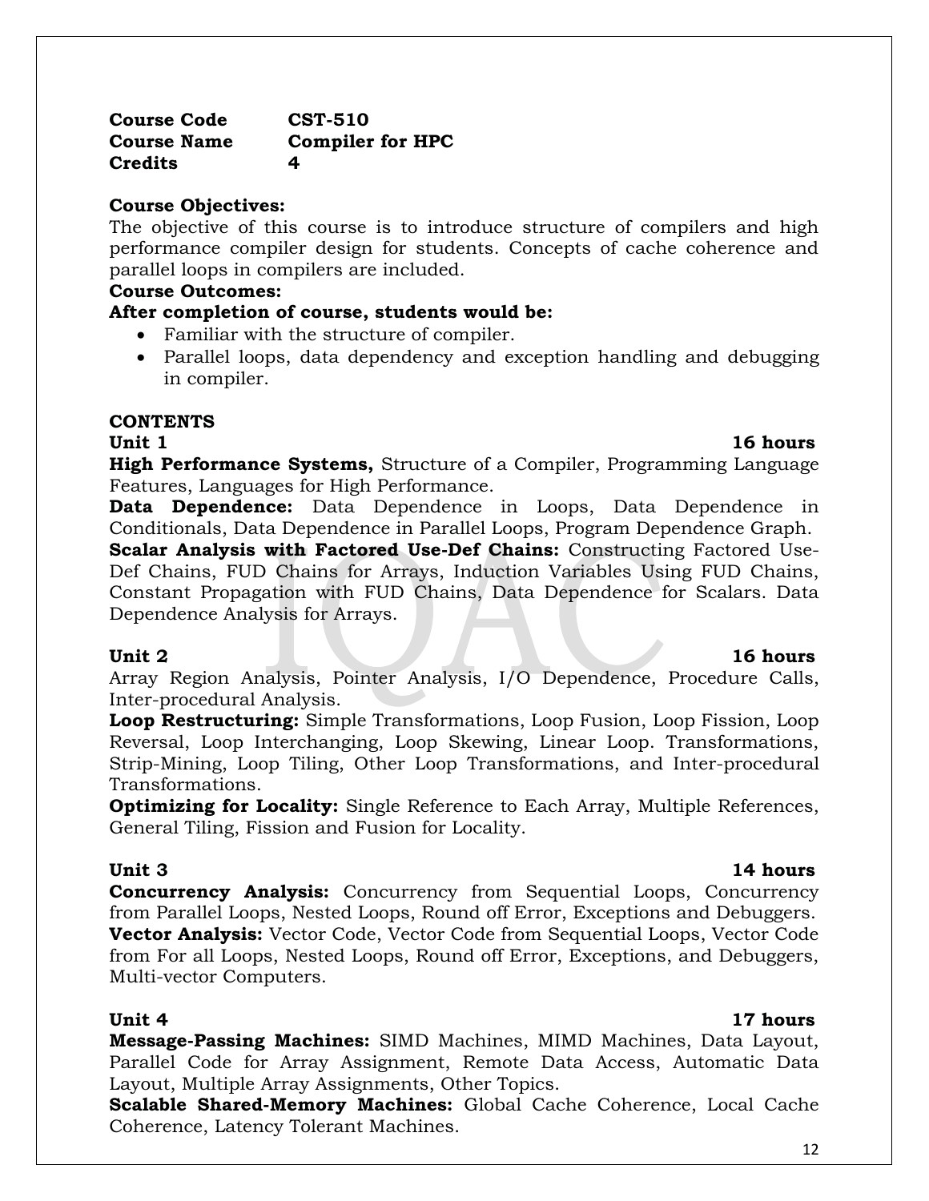**Course Code** **CST-510**
**Course Name** **Compiler for HPC**
**Credits** **4**

**Course Objectives:**

The objective of this course is to introduce structure of compilers and high performance compiler design for students. Concepts of cache coherence and parallel loops in compilers are included.

**Course Outcomes:**

**After completion of course, students would be:**

- Familiar with the structure of compiler.
- Parallel loops, data dependency and exception handling and debugging in compiler.

**CONTENTS**

**Unit 1** **16 hours**

**High Performance Systems,** Structure of a Compiler, Programming Language Features, Languages for High Performance.

**Data Dependence:** Data Dependence in Loops, Data Dependence in Conditionals, Data Dependence in Parallel Loops, Program Dependence Graph.

**Scalar Analysis with Factored Use-Def Chains:** Constructing Factored Use-Def Chains, FUD Chains for Arrays, Induction Variables Using FUD Chains, Constant Propagation with FUD Chains, Data Dependence for Scalars. Data Dependence Analysis for Arrays.

**Unit 2** **16 hours**

Array Region Analysis, Pointer Analysis, I/O Dependence, Procedure Calls, Inter-procedural Analysis.

**Loop Restructuring:** Simple Transformations, Loop Fusion, Loop Fission, Loop Reversal, Loop Interchanging, Loop Skewing, Linear Loop. Transformations, Strip-Mining, Loop Tiling, Other Loop Transformations, and Inter-procedural Transformations.

**Optimizing for Locality:** Single Reference to Each Array, Multiple References, General Tiling, Fission and Fusion for Locality.

**Unit 3** **14 hours**

**Concurrency Analysis:** Concurrency from Sequential Loops, Concurrency from Parallel Loops, Nested Loops, Round off Error, Exceptions and Debuggers.

**Vector Analysis:** Vector Code, Vector Code from Sequential Loops, Vector Code from For all Loops, Nested Loops, Round off Error, Exceptions, and Debuggers, Multi-vector Computers.

**Unit 4** **17 hours**

**Message-Passing Machines:** SIMD Machines, MIMD Machines, Data Layout, Parallel Code for Array Assignment, Remote Data Access, Automatic Data Layout, Multiple Array Assignments, Other Topics.

**Scalable Shared-Memory Machines:** Global Cache Coherence, Local Cache Coherence, Latency Tolerant Machines.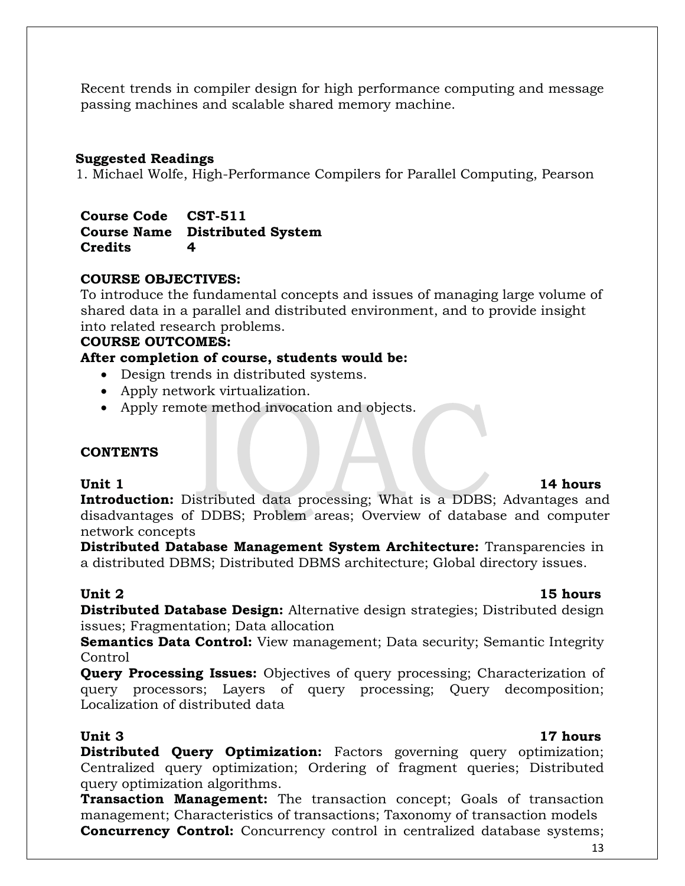Recent trends in compiler design for high performance computing and message passing machines and scalable shared memory machine.

**Suggested Readings**

1. Michael Wolfe, High-Performance Compilers for Parallel Computing, Pearson

**Course Code CST-511**
**Course Name Distributed System**
**Credits 4**

**COURSE OBJECTIVES:**

To introduce the fundamental concepts and issues of managing large volume of shared data in a parallel and distributed environment, and to provide insight into related research problems.

**COURSE OUTCOMES:**

**After completion of course, students would be:**

- Design trends in distributed systems.
- Apply network virtualization.
- Apply remote method invocation and objects.

**CONTENTS**

**Unit 1 14 hours**

**Introduction:** Distributed data processing; What is a DDBS; Advantages and disadvantages of DDBS; Problem areas; Overview of database and computer network concepts

**Distributed Database Management System Architecture:** Transparencies in a distributed DBMS; Distributed DBMS architecture; Global directory issues.

**Unit 2 15 hours**

**Distributed Database Design:** Alternative design strategies; Distributed design issues; Fragmentation; Data allocation

**Semantics Data Control:** View management; Data security; Semantic Integrity Control

**Query Processing Issues:** Objectives of query processing; Characterization of query processors; Layers of query processing; Query decomposition; Localization of distributed data

**Unit 3 17 hours**

**Distributed Query Optimization:** Factors governing query optimization; Centralized query optimization; Ordering of fragment queries; Distributed query optimization algorithms.

**Transaction Management:** The transaction concept; Goals of transaction management; Characteristics of transactions; Taxonomy of transaction models

**Concurrency Control:** Concurrency control in centralized database systems;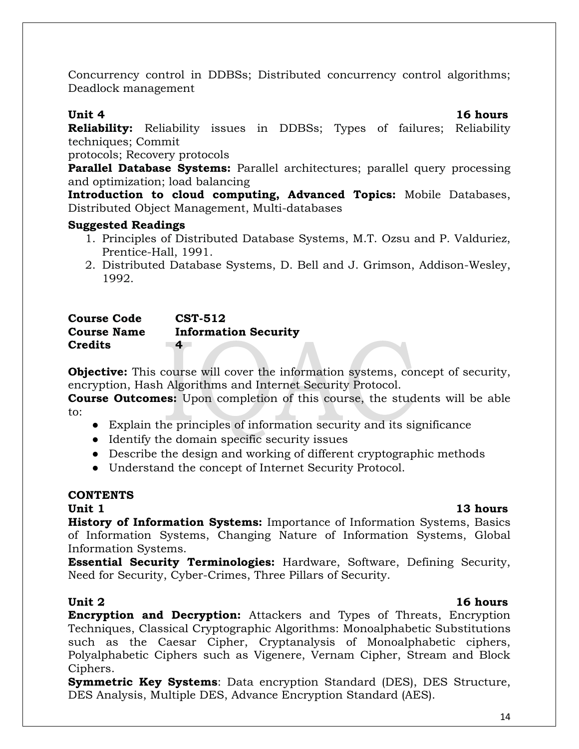Concurrency control in DDBSs; Distributed concurrency control algorithms; Deadlock management

**Unit 4** **16 hours**

**Reliability:** Reliability issues in DDBSs; Types of failures; Reliability techniques; Commit
protocols; Recovery protocols

**Parallel Database Systems:** Parallel architectures; parallel query processing and optimization; load balancing

**Introduction to cloud computing, Advanced Topics:** Mobile Databases, Distributed Object Management, Multi-databases

**Suggested Readings**

1. Principles of Distributed Database Systems, M.T. Ozsu and P. Valduriez, Prentice-Hall, 1991.
2. Distributed Database Systems, D. Bell and J. Grimson, Addison-Wesley, 1992.

| | |
|---|---|
| **Course Code** | **CST-512** |
| **Course Name** | **Information Security** |
| **Credits** | **4** |

**Objective:** This course will cover the information systems, concept of security, encryption, Hash Algorithms and Internet Security Protocol.

**Course Outcomes:** Upon completion of this course, the students will be able to:

- Explain the principles of information security and its significance
- Identify the domain specific security issues
- Describe the design and working of different cryptographic methods
- Understand the concept of Internet Security Protocol.

**CONTENTS**

**Unit 1** **13 hours**

**History of Information Systems:** Importance of Information Systems, Basics of Information Systems, Changing Nature of Information Systems, Global Information Systems.

**Essential Security Terminologies:** Hardware, Software, Defining Security, Need for Security, Cyber-Crimes, Three Pillars of Security.

**Unit 2** **16 hours**

**Encryption and Decryption:** Attackers and Types of Threats, Encryption Techniques, Classical Cryptographic Algorithms: Monoalphabetic Substitutions such as the Caesar Cipher, Cryptanalysis of Monoalphabetic ciphers, Polyalphabetic Ciphers such as Vigenere, Vernam Cipher, Stream and Block Ciphers.

**Symmetric Key Systems**: Data encryption Standard (DES), DES Structure, DES Analysis, Multiple DES, Advance Encryption Standard (AES).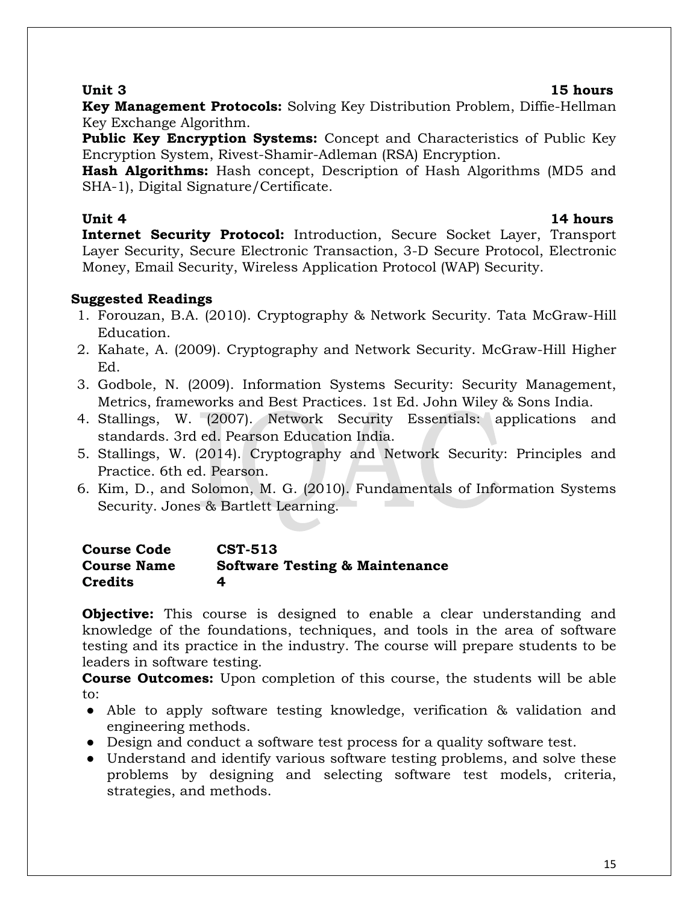**Unit 3** **15 hours**

**Key Management Protocols:** Solving Key Distribution Problem, Diffie-Hellman Key Exchange Algorithm.

**Public Key Encryption Systems:** Concept and Characteristics of Public Key Encryption System, Rivest-Shamir-Adleman (RSA) Encryption.

**Hash Algorithms:** Hash concept, Description of Hash Algorithms (MD5 and SHA-1), Digital Signature/Certificate.

**Unit 4** **14 hours**

**Internet Security Protocol:** Introduction, Secure Socket Layer, Transport Layer Security, Secure Electronic Transaction, 3-D Secure Protocol, Electronic Money, Email Security, Wireless Application Protocol (WAP) Security.

**Suggested Readings**

1. Forouzan, B.A. (2010). Cryptography & Network Security. Tata McGraw-Hill Education.
2. Kahate, A. (2009). Cryptography and Network Security. McGraw-Hill Higher Ed.
3. Godbole, N. (2009). Information Systems Security: Security Management, Metrics, frameworks and Best Practices. 1st Ed. John Wiley & Sons India.
4. Stallings, W. (2007). Network Security Essentials: applications and standards. 3rd ed. Pearson Education India.
5. Stallings, W. (2014). Cryptography and Network Security: Principles and Practice. 6th ed. Pearson.
6. Kim, D., and Solomon, M. G. (2010). Fundamentals of Information Systems Security. Jones & Bartlett Learning.

| | |
|---|---|
| **Course Code** | **CST-513** |
| **Course Name** | **Software Testing & Maintenance** |
| **Credits** | **4** |

**Objective:** This course is designed to enable a clear understanding and knowledge of the foundations, techniques, and tools in the area of software testing and its practice in the industry. The course will prepare students to be leaders in software testing.

**Course Outcomes:** Upon completion of this course, the students will be able to:

- Able to apply software testing knowledge, verification & validation and engineering methods.
- Design and conduct a software test process for a quality software test.
- Understand and identify various software testing problems, and solve these problems by designing and selecting software test models, criteria, strategies, and methods.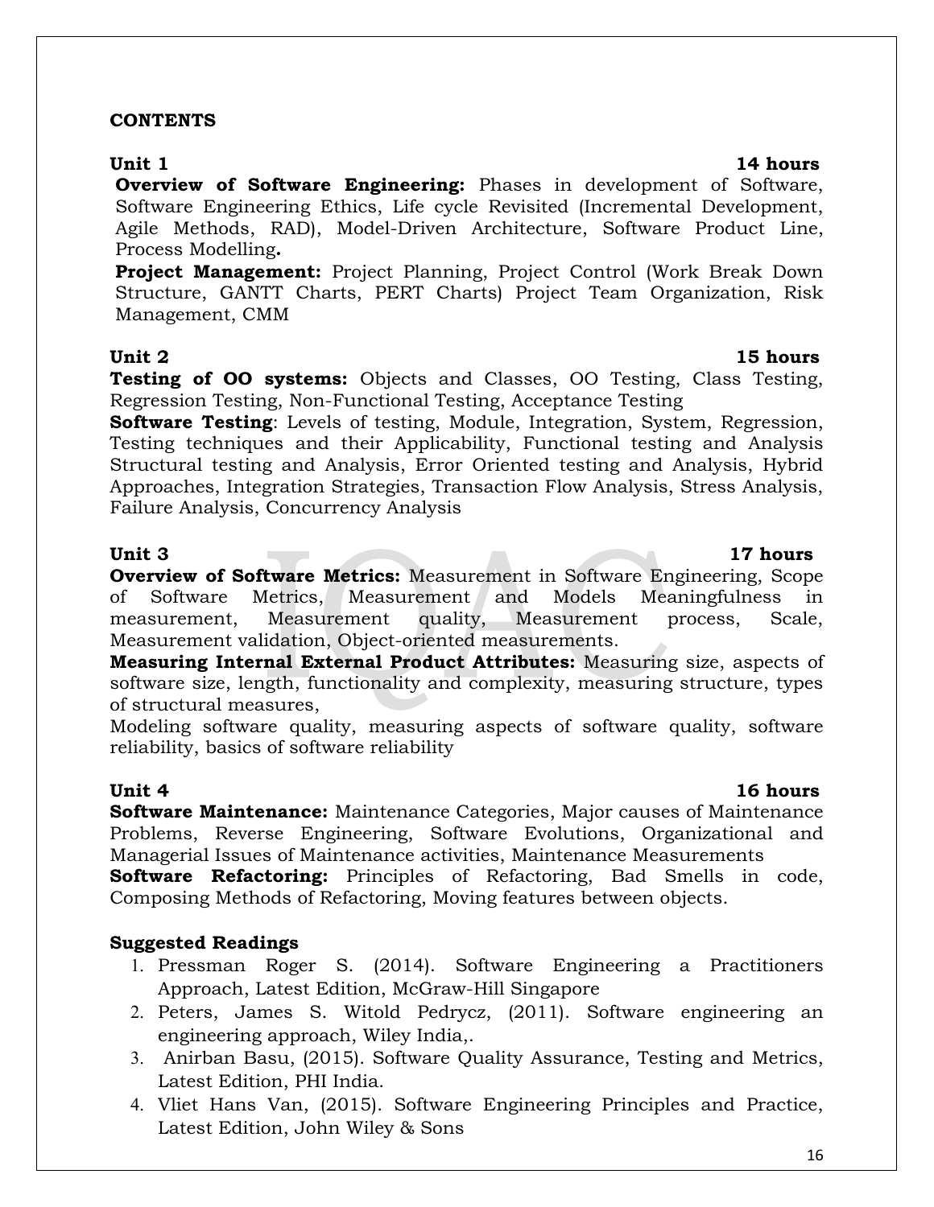**CONTENTS**

**Unit 1 14 hours**

**Overview of Software Engineering:** Phases in development of Software, Software Engineering Ethics, Life cycle Revisited (Incremental Development, Agile Methods, RAD), Model-Driven Architecture, Software Product Line, Process Modelling**.**

**Project Management:** Project Planning, Project Control (Work Break Down Structure, GANTT Charts, PERT Charts) Project Team Organization, Risk Management, CMM

**Unit 2 15 hours**

**Testing of OO systems:** Objects and Classes, OO Testing, Class Testing, Regression Testing, Non-Functional Testing, Acceptance Testing

**Software Testing**: Levels of testing, Module, Integration, System, Regression, Testing techniques and their Applicability, Functional testing and Analysis Structural testing and Analysis, Error Oriented testing and Analysis, Hybrid Approaches, Integration Strategies, Transaction Flow Analysis, Stress Analysis, Failure Analysis, Concurrency Analysis

**Unit 3 17 hours**

**Overview of Software Metrics:** Measurement in Software Engineering, Scope of Software Metrics, Measurement and Models Meaningfulness in measurement, Measurement quality, Measurement process, Scale, Measurement validation, Object-oriented measurements.

**Measuring Internal External Product Attributes:** Measuring size, aspects of software size, length, functionality and complexity, measuring structure, types of structural measures,

Modeling software quality, measuring aspects of software quality, software reliability, basics of software reliability

**Unit 4 16 hours**

**Software Maintenance:** Maintenance Categories, Major causes of Maintenance Problems, Reverse Engineering, Software Evolutions, Organizational and Managerial Issues of Maintenance activities, Maintenance Measurements

**Software Refactoring:** Principles of Refactoring, Bad Smells in code, Composing Methods of Refactoring, Moving features between objects.

**Suggested Readings**

1. Pressman Roger S. (2014). Software Engineering a Practitioners Approach, Latest Edition, McGraw-Hill Singapore
2. Peters, James S. Witold Pedrycz, (2011). Software engineering an engineering approach, Wiley India,.
3. Anirban Basu, (2015). Software Quality Assurance, Testing and Metrics, Latest Edition, PHI India.
4. Vliet Hans Van, (2015). Software Engineering Principles and Practice, Latest Edition, John Wiley & Sons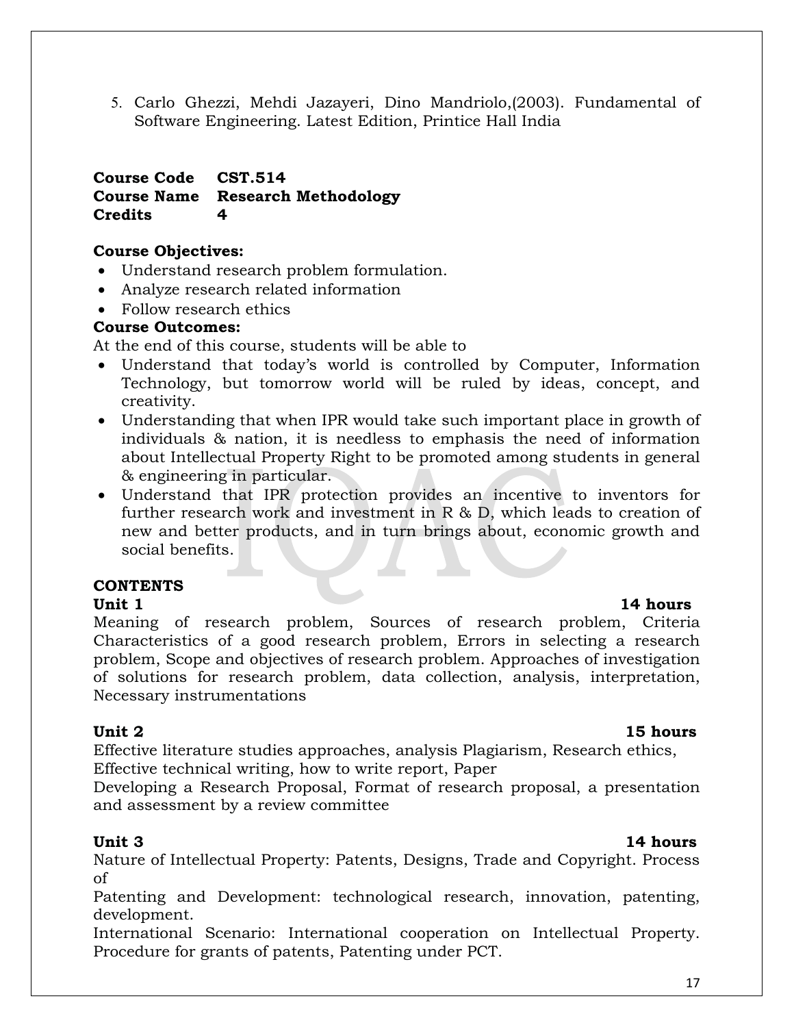5. Carlo Ghezzi, Mehdi Jazayeri, Dino Mandriolo,(2003). Fundamental of Software Engineering. Latest Edition, Printice Hall India

**Course Code CST.514**
**Course Name Research Methodology**
**Credits 4**

**Course Objectives:**

- Understand research problem formulation.
- Analyze research related information
- Follow research ethics

**Course Outcomes:**

At the end of this course, students will be able to

- Understand that today's world is controlled by Computer, Information Technology, but tomorrow world will be ruled by ideas, concept, and creativity.
- Understanding that when IPR would take such important place in growth of individuals & nation, it is needless to emphasis the need of information about Intellectual Property Right to be promoted among students in general & engineering in particular.
- Understand that IPR protection provides an incentive to inventors for further research work and investment in R & D, which leads to creation of new and better products, and in turn brings about, economic growth and social benefits.

**CONTENTS**

**Unit 1 14 hours**

Meaning of research problem, Sources of research problem, Criteria Characteristics of a good research problem, Errors in selecting a research problem, Scope and objectives of research problem. Approaches of investigation of solutions for research problem, data collection, analysis, interpretation, Necessary instrumentations

**Unit 2 15 hours**

Effective literature studies approaches, analysis Plagiarism, Research ethics, Effective technical writing, how to write report, Paper

Developing a Research Proposal, Format of research proposal, a presentation and assessment by a review committee

**Unit 3 14 hours**

Nature of Intellectual Property: Patents, Designs, Trade and Copyright. Process of

Patenting and Development: technological research, innovation, patenting, development.

International Scenario: International cooperation on Intellectual Property. Procedure for grants of patents, Patenting under PCT.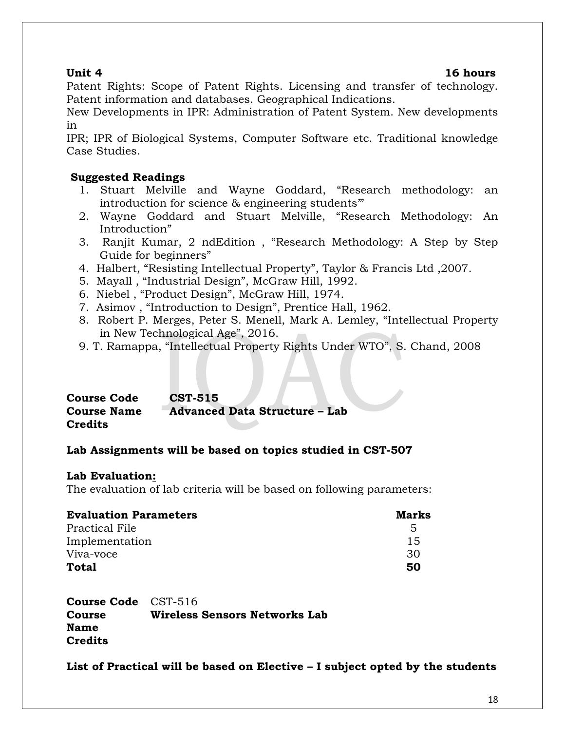**Unit 4** **16 hours**

Patent Rights: Scope of Patent Rights. Licensing and transfer of technology. Patent information and databases. Geographical Indications.

New Developments in IPR: Administration of Patent System. New developments in

IPR; IPR of Biological Systems, Computer Software etc. Traditional knowledge Case Studies.

**Suggested Readings**

1. Stuart Melville and Wayne Goddard, "Research methodology: an introduction for science & engineering students'"
2. Wayne Goddard and Stuart Melville, "Research Methodology: An Introduction"
3. Ranjit Kumar, 2 ndEdition , "Research Methodology: A Step by Step Guide for beginners"
4. Halbert, "Resisting Intellectual Property", Taylor & Francis Ltd ,2007.
5. Mayall , "Industrial Design", McGraw Hill, 1992.
6. Niebel , "Product Design", McGraw Hill, 1974.
7. Asimov , "Introduction to Design", Prentice Hall, 1962.
8. Robert P. Merges, Peter S. Menell, Mark A. Lemley, "Intellectual Property in New Technological Age", 2016.
9. T. Ramappa, "Intellectual Property Rights Under WTO", S. Chand, 2008

**Course Code** **CST-515**
**Course Name** **Advanced Data Structure – Lab**
**Credits**

**Lab Assignments will be based on topics studied in CST-507**

**Lab Evaluation:**

The evaluation of lab criteria will be based on following parameters:

| Evaluation Parameters | Marks |
|---|---|
| Practical File | 5 |
| Implementation | 15 |
| Viva-voce | 30 |
| **Total** | **50** |

**Course Code** CST-516
**Course Name** **Wireless Sensors Networks Lab**
**Credits**

**List of Practical will be based on Elective – I subject opted by the students**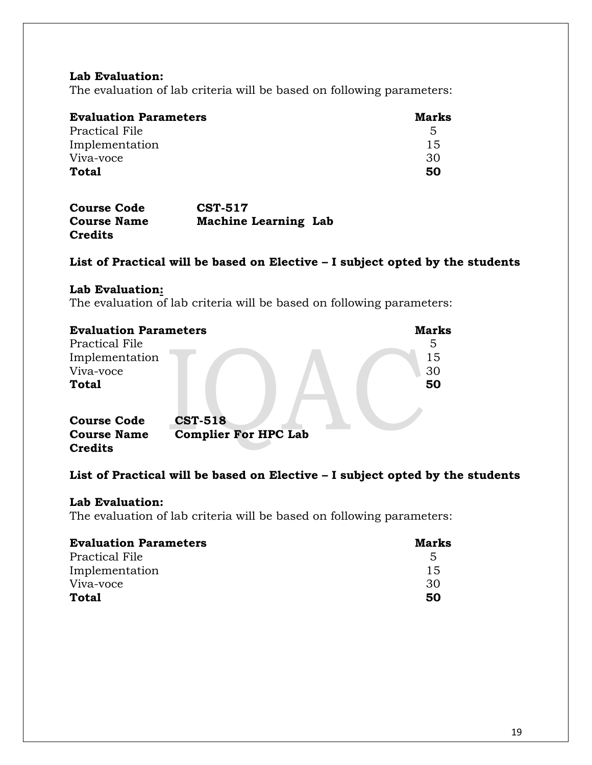**Lab Evaluation:**
The evaluation of lab criteria will be based on following parameters:

| Evaluation Parameters | Marks |
|---|---|
| Practical File | 5 |
| Implementation | 15 |
| Viva-voce | 30 |
| **Total** | **50** |

| | |
|---|---|
| **Course Code** | **CST-517** |
| **Course Name** | **Machine Learning Lab** |
| **Credits** | |

**List of Practical will be based on Elective – I subject opted by the students**

**Lab Evaluation:**
The evaluation of lab criteria will be based on following parameters:

| Evaluation Parameters | Marks |
|---|---|
| Practical File | 5 |
| Implementation | 15 |
| Viva-voce | 30 |
| **Total** | **50** |

| | |
|---|---|
| **Course Code** | **CST-518** |
| **Course Name** | **Complier For HPC Lab** |
| **Credits** | |

**List of Practical will be based on Elective – I subject opted by the students**

**Lab Evaluation:**
The evaluation of lab criteria will be based on following parameters:

| Evaluation Parameters | Marks |
|---|---|
| Practical File | 5 |
| Implementation | 15 |
| Viva-voce | 30 |
| **Total** | **50** |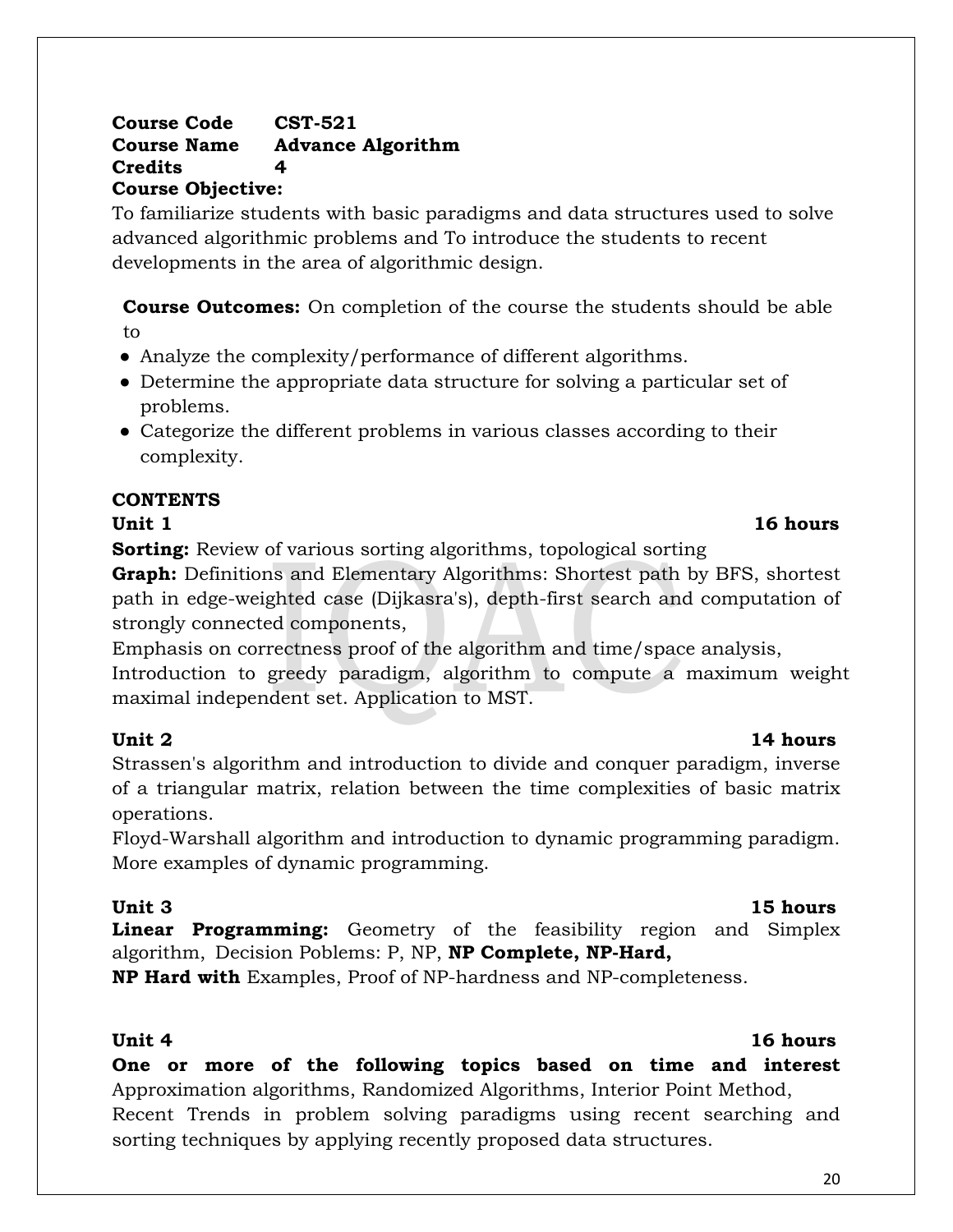**Course Code** **CST-521**
**Course Name** **Advance Algorithm**
**Credits** **4**

**Course Objective:**

To familiarize students with basic paradigms and data structures used to solve advanced algorithmic problems and To introduce the students to recent developments in the area of algorithmic design.

**Course Outcomes:** On completion of the course the students should be able to

- Analyze the complexity/performance of different algorithms.
- Determine the appropriate data structure for solving a particular set of problems.
- Categorize the different problems in various classes according to their complexity.

**CONTENTS**

**Unit 1** **16 hours**

**Sorting:** Review of various sorting algorithms, topological sorting

**Graph:** Definitions and Elementary Algorithms: Shortest path by BFS, shortest path in edge-weighted case (Dijkasra's), depth-first search and computation of strongly connected components,

Emphasis on correctness proof of the algorithm and time/space analysis,

Introduction to greedy paradigm, algorithm to compute a maximum weight maximal independent set. Application to MST.

**Unit 2** **14 hours**

Strassen's algorithm and introduction to divide and conquer paradigm, inverse of a triangular matrix, relation between the time complexities of basic matrix operations.

Floyd-Warshall algorithm and introduction to dynamic programming paradigm. More examples of dynamic programming.

**Unit 3** **15 hours**

**Linear Programming:** Geometry of the feasibility region and Simplex algorithm, Decision Poblems: P, NP, **NP Complete, NP-Hard,**
**NP Hard with** Examples, Proof of NP-hardness and NP-completeness.

**Unit 4** **16 hours**

**One or more of the following topics based on time and interest**
Approximation algorithms, Randomized Algorithms, Interior Point Method,
Recent Trends in problem solving paradigms using recent searching and sorting techniques by applying recently proposed data structures.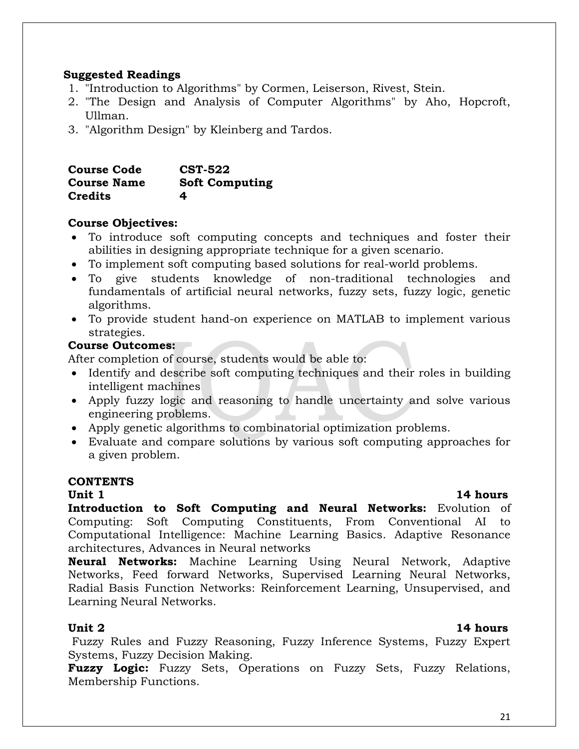**Suggested Readings**

1. "Introduction to Algorithms" by Cormen, Leiserson, Rivest, Stein.
2. "The Design and Analysis of Computer Algorithms" by Aho, Hopcroft, Ullman.
3. "Algorithm Design" by Kleinberg and Tardos.

| | |
|---|---|
| **Course Code** | **CST-522** |
| **Course Name** | **Soft Computing** |
| **Credits** | **4** |

**Course Objectives:**

- To introduce soft computing concepts and techniques and foster their abilities in designing appropriate technique for a given scenario.
- To implement soft computing based solutions for real-world problems.
- To give students knowledge of non-traditional technologies and fundamentals of artificial neural networks, fuzzy sets, fuzzy logic, genetic algorithms.
- To provide student hand-on experience on MATLAB to implement various strategies.

**Course Outcomes:**

After completion of course, students would be able to:

- Identify and describe soft computing techniques and their roles in building intelligent machines
- Apply fuzzy logic and reasoning to handle uncertainty and solve various engineering problems.
- Apply genetic algorithms to combinatorial optimization problems.
- Evaluate and compare solutions by various soft computing approaches for a given problem.

**CONTENTS**

**Unit 1** **14 hours**

**Introduction to Soft Computing and Neural Networks:** Evolution of Computing: Soft Computing Constituents, From Conventional AI to Computational Intelligence: Machine Learning Basics. Adaptive Resonance architectures, Advances in Neural networks

**Neural Networks:** Machine Learning Using Neural Network, Adaptive Networks, Feed forward Networks, Supervised Learning Neural Networks, Radial Basis Function Networks: Reinforcement Learning, Unsupervised, and Learning Neural Networks.

**Unit 2** **14 hours**

Fuzzy Rules and Fuzzy Reasoning, Fuzzy Inference Systems, Fuzzy Expert Systems, Fuzzy Decision Making.

**Fuzzy Logic:** Fuzzy Sets, Operations on Fuzzy Sets, Fuzzy Relations, Membership Functions.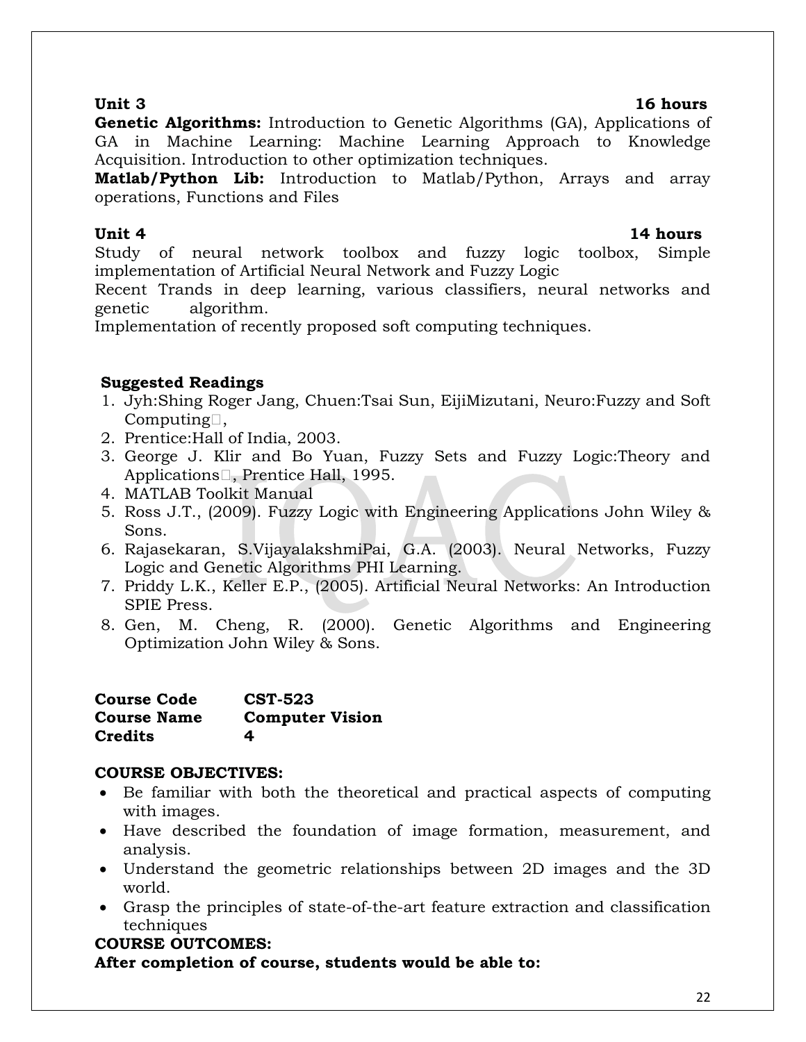**Unit 3** **16 hours**

**Genetic Algorithms:** Introduction to Genetic Algorithms (GA), Applications of GA in Machine Learning: Machine Learning Approach to Knowledge Acquisition. Introduction to other optimization techniques.

**Matlab/Python Lib:** Introduction to Matlab/Python, Arrays and array operations, Functions and Files

**Unit 4** **14 hours**

Study of neural network toolbox and fuzzy logic toolbox, Simple implementation of Artificial Neural Network and Fuzzy Logic

Recent Trands in deep learning, various classifiers, neural networks and genetic algorithm.

Implementation of recently proposed soft computing techniques.

**Suggested Readings**

1. Jyh:Shing Roger Jang, Chuen:Tsai Sun, EijiMizutani, Neuro:Fuzzy and Soft Computing□,
2. Prentice:Hall of India, 2003.
3. George J. Klir and Bo Yuan, Fuzzy Sets and Fuzzy Logic:Theory and Applications□, Prentice Hall, 1995.
4. MATLAB Toolkit Manual
5. Ross J.T., (2009). Fuzzy Logic with Engineering Applications John Wiley & Sons.
6. Rajasekaran, S.VijayalakshmiPai, G.A. (2003). Neural Networks, Fuzzy Logic and Genetic Algorithms PHI Learning.
7. Priddy L.K., Keller E.P., (2005). Artificial Neural Networks: An Introduction SPIE Press.
8. Gen, M. Cheng, R. (2000). Genetic Algorithms and Engineering Optimization John Wiley & Sons.

| | |
|---|---|
| **Course Code** | **CST-523** |
| **Course Name** | **Computer Vision** |
| **Credits** | **4** |

**COURSE OBJECTIVES:**

- Be familiar with both the theoretical and practical aspects of computing with images.
- Have described the foundation of image formation, measurement, and analysis.
- Understand the geometric relationships between 2D images and the 3D world.
- Grasp the principles of state-of-the-art feature extraction and classification techniques

**COURSE OUTCOMES:**

**After completion of course, students would be able to:**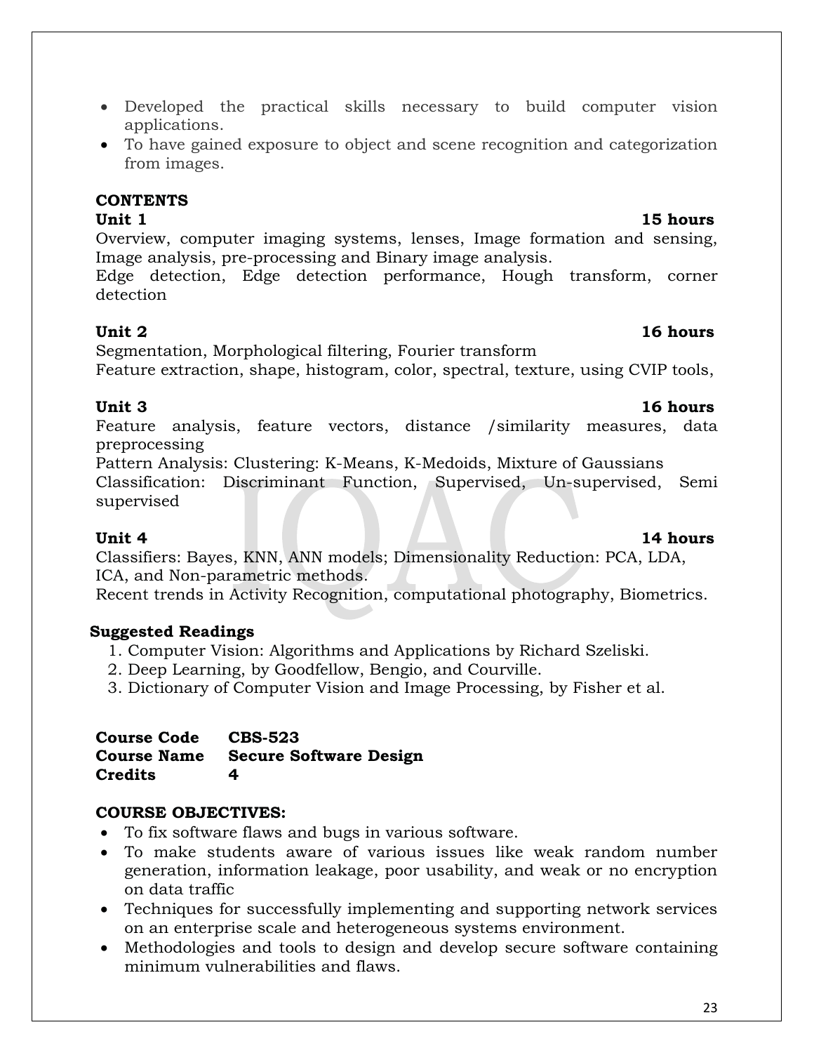- Developed the practical skills necessary to build computer vision applications.
- To have gained exposure to object and scene recognition and categorization from images.

**CONTENTS**

**Unit 1** **15 hours**

Overview, computer imaging systems, lenses, Image formation and sensing, Image analysis, pre-processing and Binary image analysis.

Edge detection, Edge detection performance, Hough transform, corner detection

**Unit 2** **16 hours**

Segmentation, Morphological filtering, Fourier transform

Feature extraction, shape, histogram, color, spectral, texture, using CVIP tools,

**Unit 3** **16 hours**

Feature analysis, feature vectors, distance /similarity measures, data preprocessing

Pattern Analysis: Clustering: K-Means, K-Medoids, Mixture of Gaussians

Classification: Discriminant Function, Supervised, Un-supervised, Semi supervised

**Unit 4** **14 hours**

Classifiers: Bayes, KNN, ANN models; Dimensionality Reduction: PCA, LDA, ICA, and Non-parametric methods.

Recent trends in Activity Recognition, computational photography, Biometrics.

**Suggested Readings**

1. Computer Vision: Algorithms and Applications by Richard Szeliski.
2. Deep Learning, by Goodfellow, Bengio, and Courville.
3. Dictionary of Computer Vision and Image Processing, by Fisher et al.

| | |
|---|---|
| **Course Code** | **CBS-523** |
| **Course Name** | **Secure Software Design** |
| **Credits** | **4** |

**COURSE OBJECTIVES:**

- To fix software flaws and bugs in various software.
- To make students aware of various issues like weak random number generation, information leakage, poor usability, and weak or no encryption on data traffic
- Techniques for successfully implementing and supporting network services on an enterprise scale and heterogeneous systems environment.
- Methodologies and tools to design and develop secure software containing minimum vulnerabilities and flaws.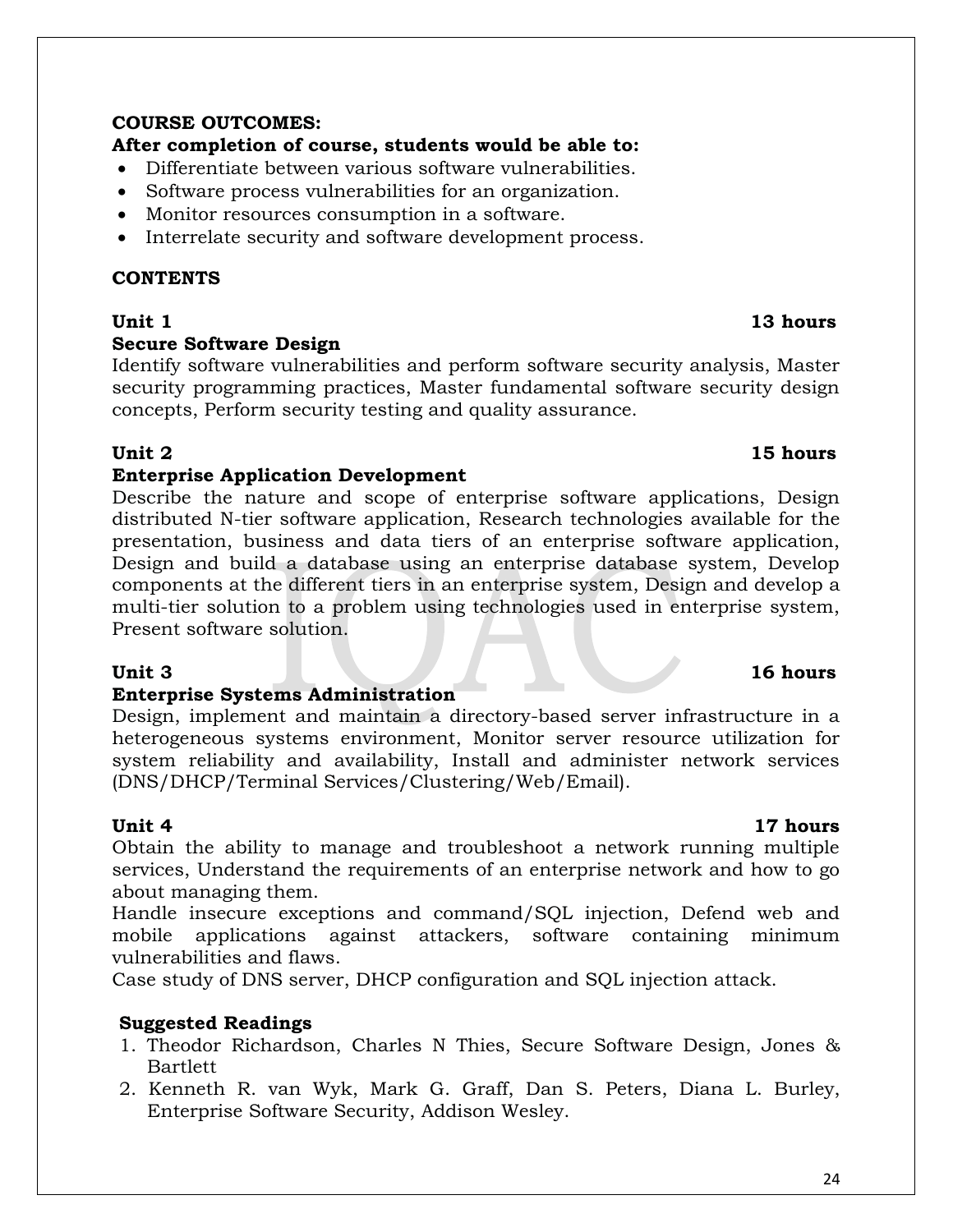**COURSE OUTCOMES:**

**After completion of course, students would be able to:**

- Differentiate between various software vulnerabilities.
- Software process vulnerabilities for an organization.
- Monitor resources consumption in a software.
- Interrelate security and software development process.

**CONTENTS**

**Unit 1** **13 hours**

**Secure Software Design**

Identify software vulnerabilities and perform software security analysis, Master security programming practices, Master fundamental software security design concepts, Perform security testing and quality assurance.

**Unit 2** **15 hours**

**Enterprise Application Development**

Describe the nature and scope of enterprise software applications, Design distributed N-tier software application, Research technologies available for the presentation, business and data tiers of an enterprise software application, Design and build a database using an enterprise database system, Develop components at the different tiers in an enterprise system, Design and develop a multi-tier solution to a problem using technologies used in enterprise system, Present software solution.

**Unit 3** **16 hours**

**Enterprise Systems Administration**

Design, implement and maintain a directory-based server infrastructure in a heterogeneous systems environment, Monitor server resource utilization for system reliability and availability, Install and administer network services (DNS/DHCP/Terminal Services/Clustering/Web/Email).

**Unit 4** **17 hours**

Obtain the ability to manage and troubleshoot a network running multiple services, Understand the requirements of an enterprise network and how to go about managing them.

Handle insecure exceptions and command/SQL injection, Defend web and mobile applications against attackers, software containing minimum vulnerabilities and flaws.

Case study of DNS server, DHCP configuration and SQL injection attack.

**Suggested Readings**

1. Theodor Richardson, Charles N Thies, Secure Software Design, Jones & Bartlett
2. Kenneth R. van Wyk, Mark G. Graff, Dan S. Peters, Diana L. Burley, Enterprise Software Security, Addison Wesley.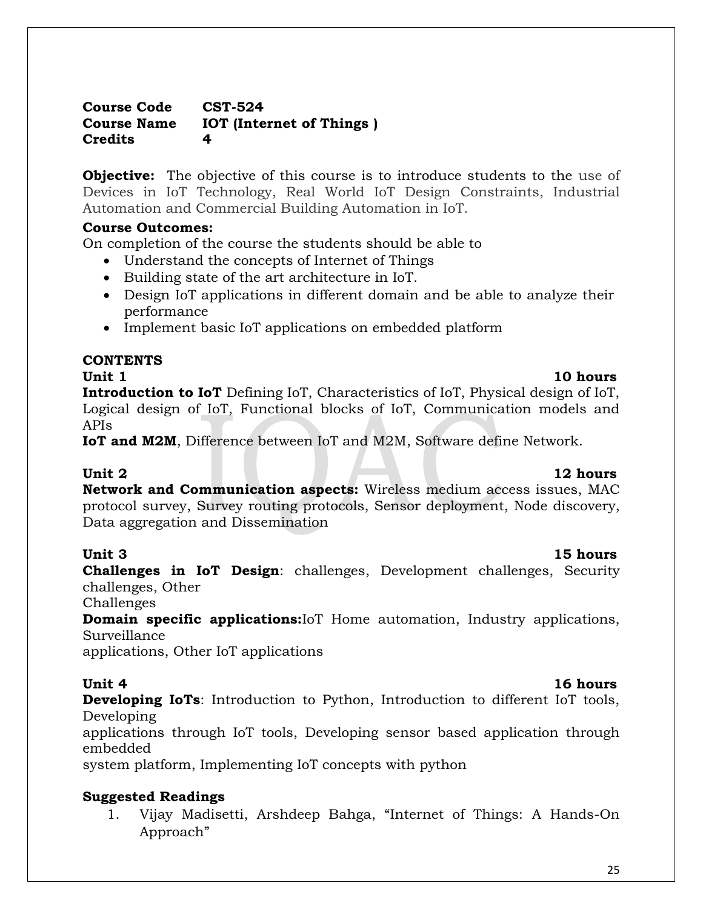**Course Code** **CST-524**
**Course Name** **IOT (Internet of Things )**
**Credits** **4**

**Objective:** The objective of this course is to introduce students to the use of Devices in IoT Technology, Real World IoT Design Constraints, Industrial Automation and Commercial Building Automation in IoT.

**Course Outcomes:**

On completion of the course the students should be able to

- Understand the concepts of Internet of Things
- Building state of the art architecture in IoT.
- Design IoT applications in different domain and be able to analyze their performance
- Implement basic IoT applications on embedded platform

**CONTENTS**

**Unit 1** **10 hours**

**Introduction to IoT** Defining IoT, Characteristics of IoT, Physical design of IoT, Logical design of IoT, Functional blocks of IoT, Communication models and APIs

**IoT and M2M**, Difference between IoT and M2M, Software define Network.

**Unit 2** **12 hours**

**Network and Communication aspects:** Wireless medium access issues, MAC protocol survey, Survey routing protocols, Sensor deployment, Node discovery, Data aggregation and Dissemination

**Unit 3** **15 hours**

**Challenges in IoT Design**: challenges, Development challenges, Security challenges, Other Challenges

**Domain specific applications:**IoT Home automation, Industry applications, Surveillance applications, Other IoT applications

**Unit 4** **16 hours**

**Developing IoTs**: Introduction to Python, Introduction to different IoT tools, Developing applications through IoT tools, Developing sensor based application through embedded system platform, Implementing IoT concepts with python

**Suggested Readings**

1. Vijay Madisetti, Arshdeep Bahga, "Internet of Things: A Hands-On Approach"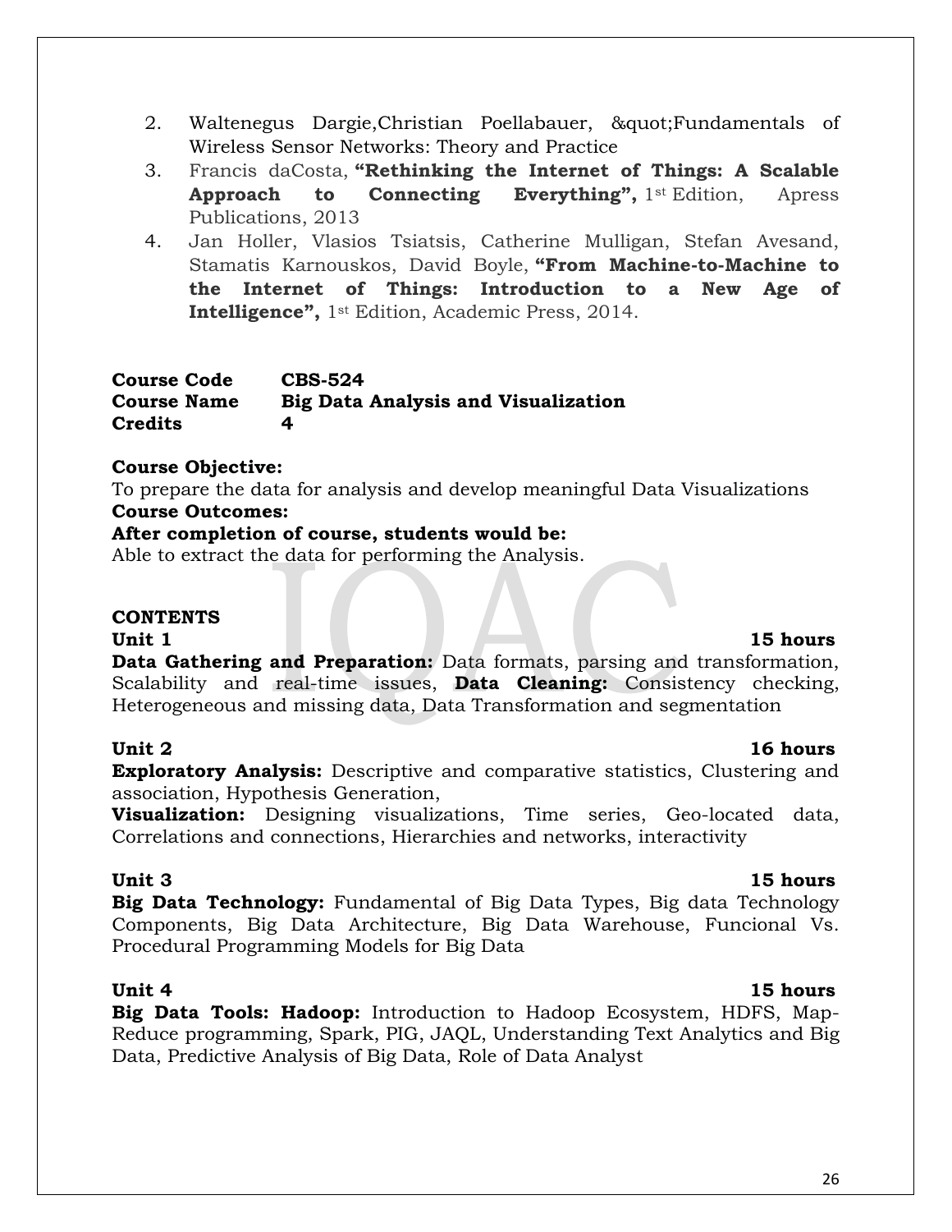2. Waltenegus Dargie,Christian Poellabauer, &quot;Fundamentals of Wireless Sensor Networks: Theory and Practice
3. Francis daCosta, **"Rethinking the Internet of Things: A Scalable Approach to Connecting Everything",** 1st Edition, Apress Publications, 2013
4. Jan Holler, Vlasios Tsiatsis, Catherine Mulligan, Stefan Avesand, Stamatis Karnouskos, David Boyle, **"From Machine-to-Machine to the Internet of Things: Introduction to a New Age of Intelligence",** 1st Edition, Academic Press, 2014.

| | |
|---|---|
| **Course Code** | **CBS-524** |
| **Course Name** | **Big Data Analysis and Visualization** |
| **Credits** | **4** |

**Course Objective:**
To prepare the data for analysis and develop meaningful Data Visualizations

**Course Outcomes:**

**After completion of course, students would be:**
Able to extract the data for performing the Analysis.

**CONTENTS**

**Unit 1** **15 hours**
**Data Gathering and Preparation:** Data formats, parsing and transformation, Scalability and real-time issues, **Data Cleaning:** Consistency checking, Heterogeneous and missing data, Data Transformation and segmentation

**Unit 2** **16 hours**
**Exploratory Analysis:** Descriptive and comparative statistics, Clustering and association, Hypothesis Generation,
**Visualization:** Designing visualizations, Time series, Geo-located data, Correlations and connections, Hierarchies and networks, interactivity

**Unit 3** **15 hours**
**Big Data Technology:** Fundamental of Big Data Types, Big data Technology Components, Big Data Architecture, Big Data Warehouse, Funcional Vs. Procedural Programming Models for Big Data

**Unit 4** **15 hours**
**Big Data Tools: Hadoop:** Introduction to Hadoop Ecosystem, HDFS, Map-Reduce programming, Spark, PIG, JAQL, Understanding Text Analytics and Big Data, Predictive Analysis of Big Data, Role of Data Analyst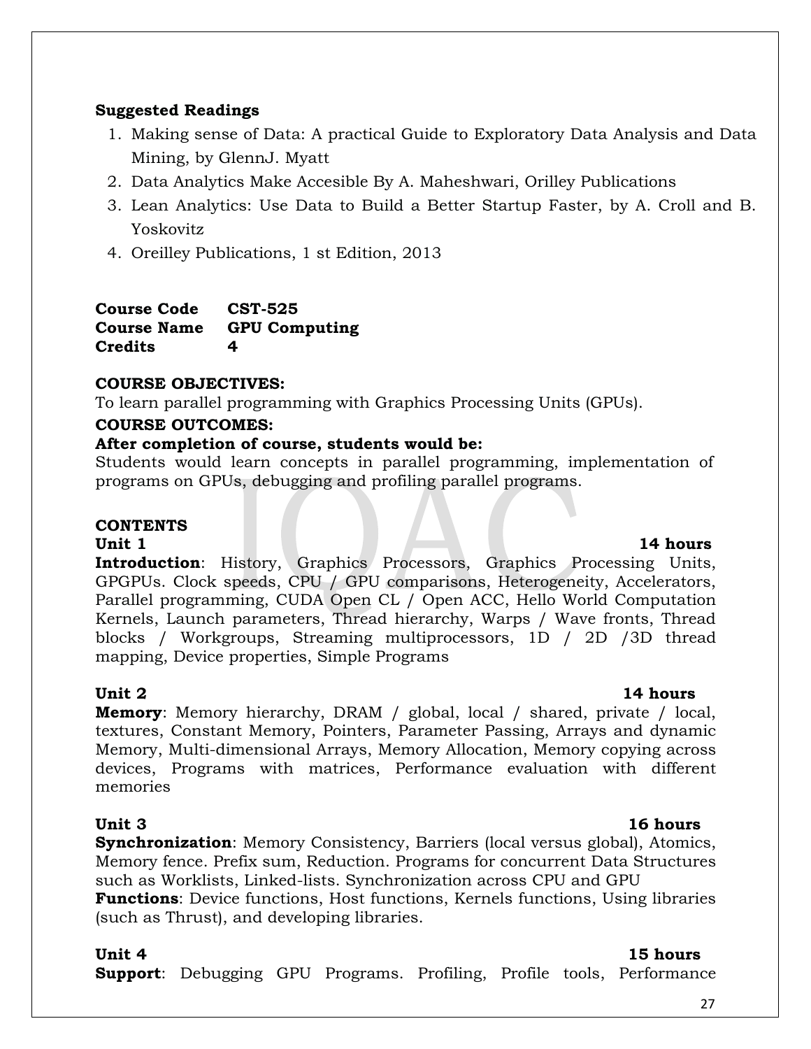**Suggested Readings**

1. Making sense of Data: A practical Guide to Exploratory Data Analysis and Data Mining, by GlennJ. Myatt
2. Data Analytics Make Accesible By A. Maheshwari, Orilley Publications
3. Lean Analytics: Use Data to Build a Better Startup Faster, by A. Croll and B. Yoskovitz
4. Oreilley Publications, 1 st Edition, 2013

**Course Code** **CST-525**
**Course Name** **GPU Computing**
**Credits** **4**

**COURSE OBJECTIVES:**

To learn parallel programming with Graphics Processing Units (GPUs).

**COURSE OUTCOMES:**

**After completion of course, students would be:**

Students would learn concepts in parallel programming, implementation of programs on GPUs, debugging and profiling parallel programs.

**CONTENTS**

**Unit 1** **14 hours**

**Introduction**: History, Graphics Processors, Graphics Processing Units, GPGPUs. Clock speeds, CPU / GPU comparisons, Heterogeneity, Accelerators, Parallel programming, CUDA Open CL / Open ACC, Hello World Computation Kernels, Launch parameters, Thread hierarchy, Warps / Wave fronts, Thread blocks / Workgroups, Streaming multiprocessors, 1D / 2D /3D thread mapping, Device properties, Simple Programs

**Unit 2** **14 hours**

**Memory**: Memory hierarchy, DRAM / global, local / shared, private / local, textures, Constant Memory, Pointers, Parameter Passing, Arrays and dynamic Memory, Multi-dimensional Arrays, Memory Allocation, Memory copying across devices, Programs with matrices, Performance evaluation with different memories

**Unit 3** **16 hours**

**Synchronization**: Memory Consistency, Barriers (local versus global), Atomics, Memory fence. Prefix sum, Reduction. Programs for concurrent Data Structures such as Worklists, Linked-lists. Synchronization across CPU and GPU

**Functions**: Device functions, Host functions, Kernels functions, Using libraries (such as Thrust), and developing libraries.

**Unit 4** **15 hours**

**Support**: Debugging GPU Programs. Profiling, Profile tools, Performance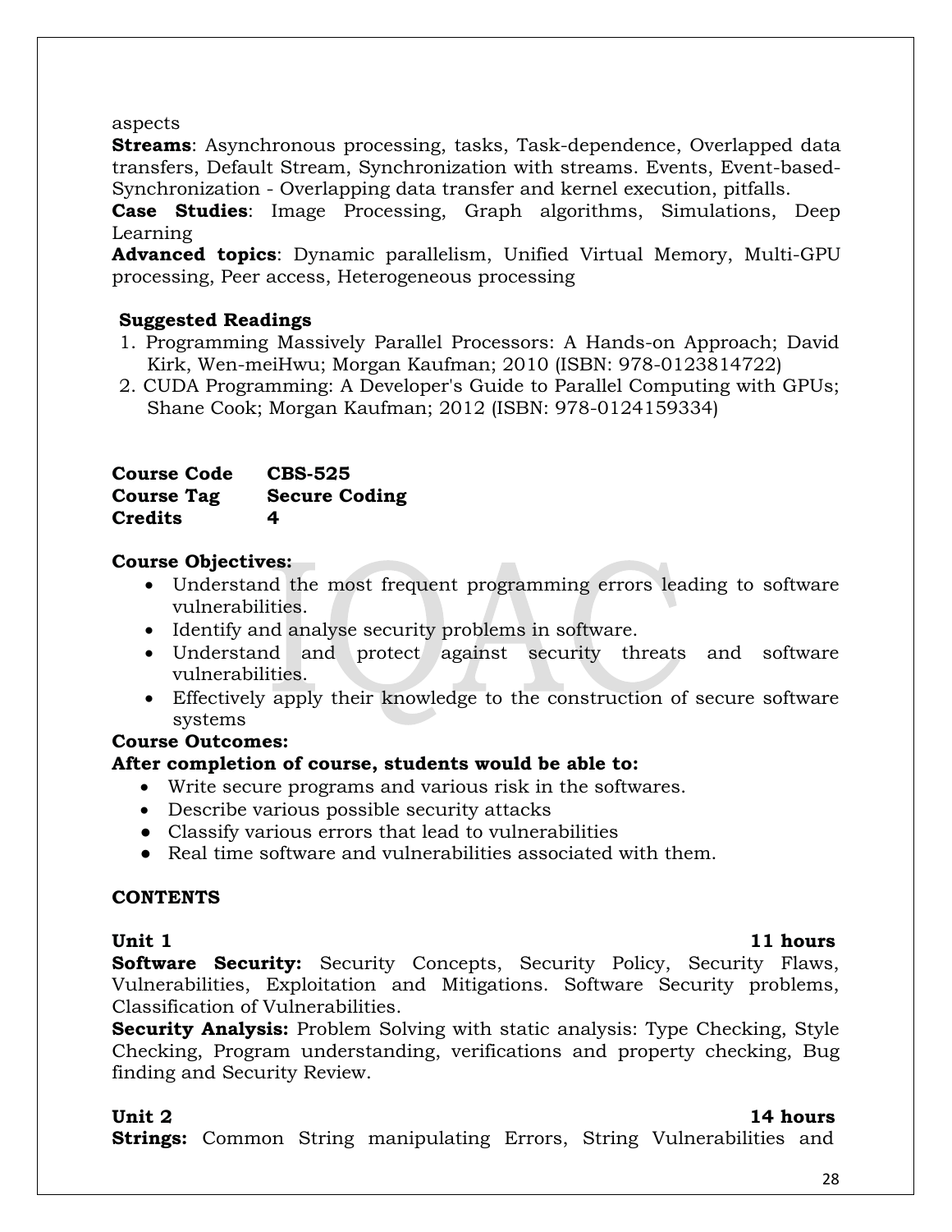aspects

**Streams**: Asynchronous processing, tasks, Task-dependence, Overlapped data transfers, Default Stream, Synchronization with streams. Events, Event-based-Synchronization - Overlapping data transfer and kernel execution, pitfalls.

**Case Studies**: Image Processing, Graph algorithms, Simulations, Deep Learning

**Advanced topics**: Dynamic parallelism, Unified Virtual Memory, Multi-GPU processing, Peer access, Heterogeneous processing

**Suggested Readings**

1. Programming Massively Parallel Processors: A Hands-on Approach; David Kirk, Wen-meiHwu; Morgan Kaufman; 2010 (ISBN: 978-0123814722)
2. CUDA Programming: A Developer's Guide to Parallel Computing with GPUs; Shane Cook; Morgan Kaufman; 2012 (ISBN: 978-0124159334)

| | |
|---|---|
| **Course Code** | **CBS-525** |
| **Course Tag** | **Secure Coding** |
| **Credits** | **4** |

**Course Objectives:**

- Understand the most frequent programming errors leading to software vulnerabilities.
- Identify and analyse security problems in software.
- Understand and protect against security threats and software vulnerabilities.
- Effectively apply their knowledge to the construction of secure software systems

**Course Outcomes:**

**After completion of course, students would be able to:**

- Write secure programs and various risk in the softwares.
- Describe various possible security attacks
- Classify various errors that lead to vulnerabilities
- Real time software and vulnerabilities associated with them.

**CONTENTS**

**Unit 1** **11 hours**

**Software Security:** Security Concepts, Security Policy, Security Flaws, Vulnerabilities, Exploitation and Mitigations. Software Security problems, Classification of Vulnerabilities.

**Security Analysis:** Problem Solving with static analysis: Type Checking, Style Checking, Program understanding, verifications and property checking, Bug finding and Security Review.

**Unit 2** **14 hours**

**Strings:** Common String manipulating Errors, String Vulnerabilities and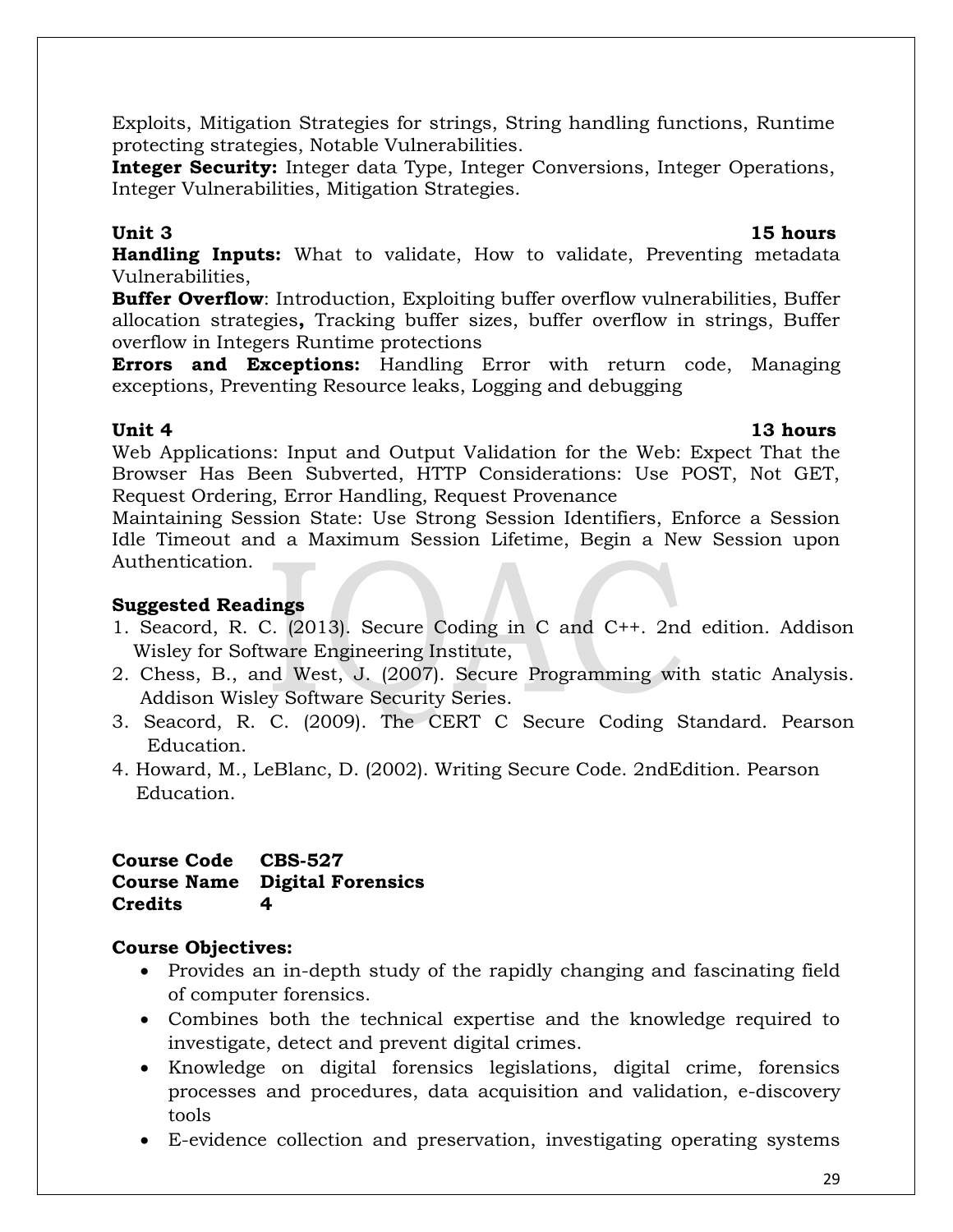Exploits, Mitigation Strategies for strings, String handling functions, Runtime protecting strategies, Notable Vulnerabilities.

**Integer Security:** Integer data Type, Integer Conversions, Integer Operations, Integer Vulnerabilities, Mitigation Strategies.

**Unit 3 15 hours**

**Handling Inputs:** What to validate, How to validate, Preventing metadata Vulnerabilities,

**Buffer Overflow**: Introduction, Exploiting buffer overflow vulnerabilities, Buffer allocation strategies**,** Tracking buffer sizes, buffer overflow in strings, Buffer overflow in Integers Runtime protections

**Errors and Exceptions:** Handling Error with return code, Managing exceptions, Preventing Resource leaks, Logging and debugging

**Unit 4 13 hours**

Web Applications: Input and Output Validation for the Web: Expect That the Browser Has Been Subverted, HTTP Considerations: Use POST, Not GET, Request Ordering, Error Handling, Request Provenance

Maintaining Session State: Use Strong Session Identifiers, Enforce a Session Idle Timeout and a Maximum Session Lifetime, Begin a New Session upon Authentication.

**Suggested Readings**

1. Seacord, R. C. (2013). Secure Coding in C and C++. 2nd edition. Addison Wisley for Software Engineering Institute,
2. Chess, B., and West, J. (2007). Secure Programming with static Analysis. Addison Wisley Software Security Series.
3. Seacord, R. C. (2009). The CERT C Secure Coding Standard. Pearson Education.
4. Howard, M., LeBlanc, D. (2002). Writing Secure Code. 2ndEdition. Pearson Education.

**Course Code CBS-527**
**Course Name Digital Forensics**
**Credits 4**

**Course Objectives:**

- Provides an in-depth study of the rapidly changing and fascinating field of computer forensics.
- Combines both the technical expertise and the knowledge required to investigate, detect and prevent digital crimes.
- Knowledge on digital forensics legislations, digital crime, forensics processes and procedures, data acquisition and validation, e-discovery tools
- E-evidence collection and preservation, investigating operating systems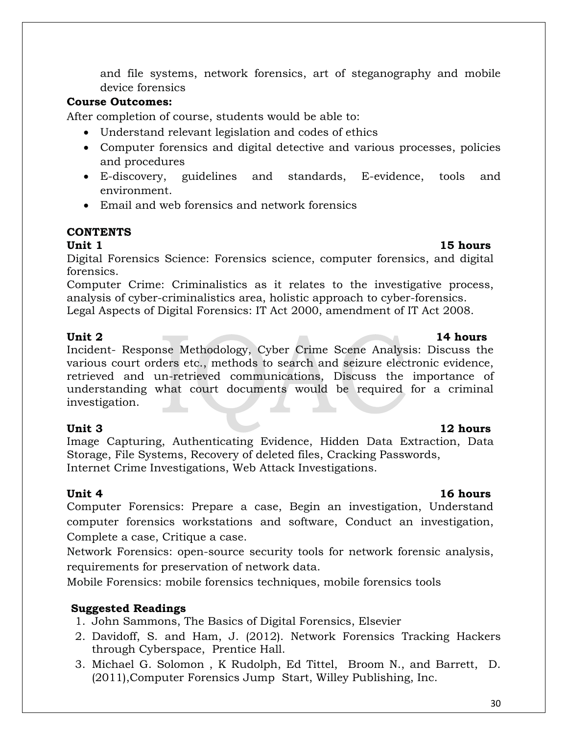and file systems, network forensics, art of steganography and mobile device forensics

**Course Outcomes:**

After completion of course, students would be able to:

- Understand relevant legislation and codes of ethics
- Computer forensics and digital detective and various processes, policies and procedures
- E-discovery, guidelines and standards, E-evidence, tools and environment.
- Email and web forensics and network forensics

**CONTENTS**

**Unit 1** **15 hours**

Digital Forensics Science: Forensics science, computer forensics, and digital forensics.

Computer Crime: Criminalistics as it relates to the investigative process, analysis of cyber-criminalistics area, holistic approach to cyber-forensics.

Legal Aspects of Digital Forensics: IT Act 2000, amendment of IT Act 2008.

**Unit 2** **14 hours**

Incident- Response Methodology, Cyber Crime Scene Analysis: Discuss the various court orders etc., methods to search and seizure electronic evidence, retrieved and un-retrieved communications, Discuss the importance of understanding what court documents would be required for a criminal investigation.

**Unit 3** **12 hours**

Image Capturing, Authenticating Evidence, Hidden Data Extraction, Data Storage, File Systems, Recovery of deleted files, Cracking Passwords, Internet Crime Investigations, Web Attack Investigations.

**Unit 4** **16 hours**

Computer Forensics: Prepare a case, Begin an investigation, Understand computer forensics workstations and software, Conduct an investigation, Complete a case, Critique a case.

Network Forensics: open-source security tools for network forensic analysis, requirements for preservation of network data.

Mobile Forensics: mobile forensics techniques, mobile forensics tools

**Suggested Readings**

1. John Sammons, The Basics of Digital Forensics, Elsevier
2. Davidoff, S. and Ham, J. (2012). Network Forensics Tracking Hackers through Cyberspace, Prentice Hall.
3. Michael G. Solomon , K Rudolph, Ed Tittel, Broom N., and Barrett, D. (2011),Computer Forensics Jump Start, Willey Publishing, Inc.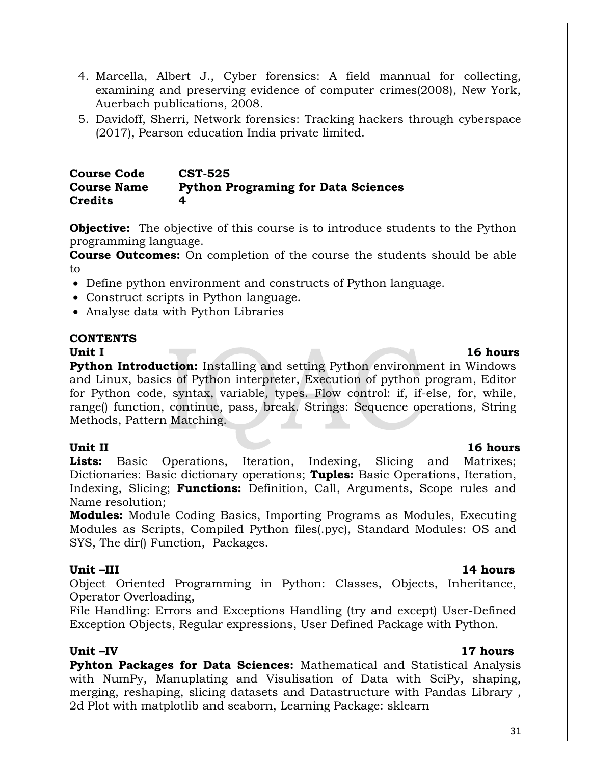4. Marcella, Albert J., Cyber forensics: A field mannual for collecting, examining and preserving evidence of computer crimes(2008), New York, Auerbach publications, 2008.
5. Davidoff, Sherri, Network forensics: Tracking hackers through cyberspace (2017), Pearson education India private limited.

**Course Code** **CST-525**
**Course Name** **Python Programing for Data Sciences**
**Credits** **4**

**Objective:** The objective of this course is to introduce students to the Python programming language.

**Course Outcomes:** On completion of the course the students should be able to

- Define python environment and constructs of Python language.
- Construct scripts in Python language.
- Analyse data with Python Libraries

**CONTENTS**

**Unit I** **16 hours**

**Python Introduction:** Installing and setting Python environment in Windows and Linux, basics of Python interpreter, Execution of python program, Editor for Python code, syntax, variable, types. Flow control: if, if-else, for, while, range() function, continue, pass, break. Strings: Sequence operations, String Methods, Pattern Matching.

**Unit II** **16 hours**

**Lists:** Basic Operations, Iteration, Indexing, Slicing and Matrixes; Dictionaries: Basic dictionary operations; **Tuples:** Basic Operations, Iteration, Indexing, Slicing; **Functions:** Definition, Call, Arguments, Scope rules and Name resolution;

**Modules:** Module Coding Basics, Importing Programs as Modules, Executing Modules as Scripts, Compiled Python files(.pyc), Standard Modules: OS and SYS, The dir() Function, Packages.

**Unit –III** **14 hours**

Object Oriented Programming in Python: Classes, Objects, Inheritance, Operator Overloading,

File Handling: Errors and Exceptions Handling (try and except) User-Defined Exception Objects, Regular expressions, User Defined Package with Python.

**Unit –IV** **17 hours**

**Pyhton Packages for Data Sciences:** Mathematical and Statistical Analysis with NumPy, Manuplating and Visulisation of Data with SciPy, shaping, merging, reshaping, slicing datasets and Datastructure with Pandas Library , 2d Plot with matplotlib and seaborn, Learning Package: sklearn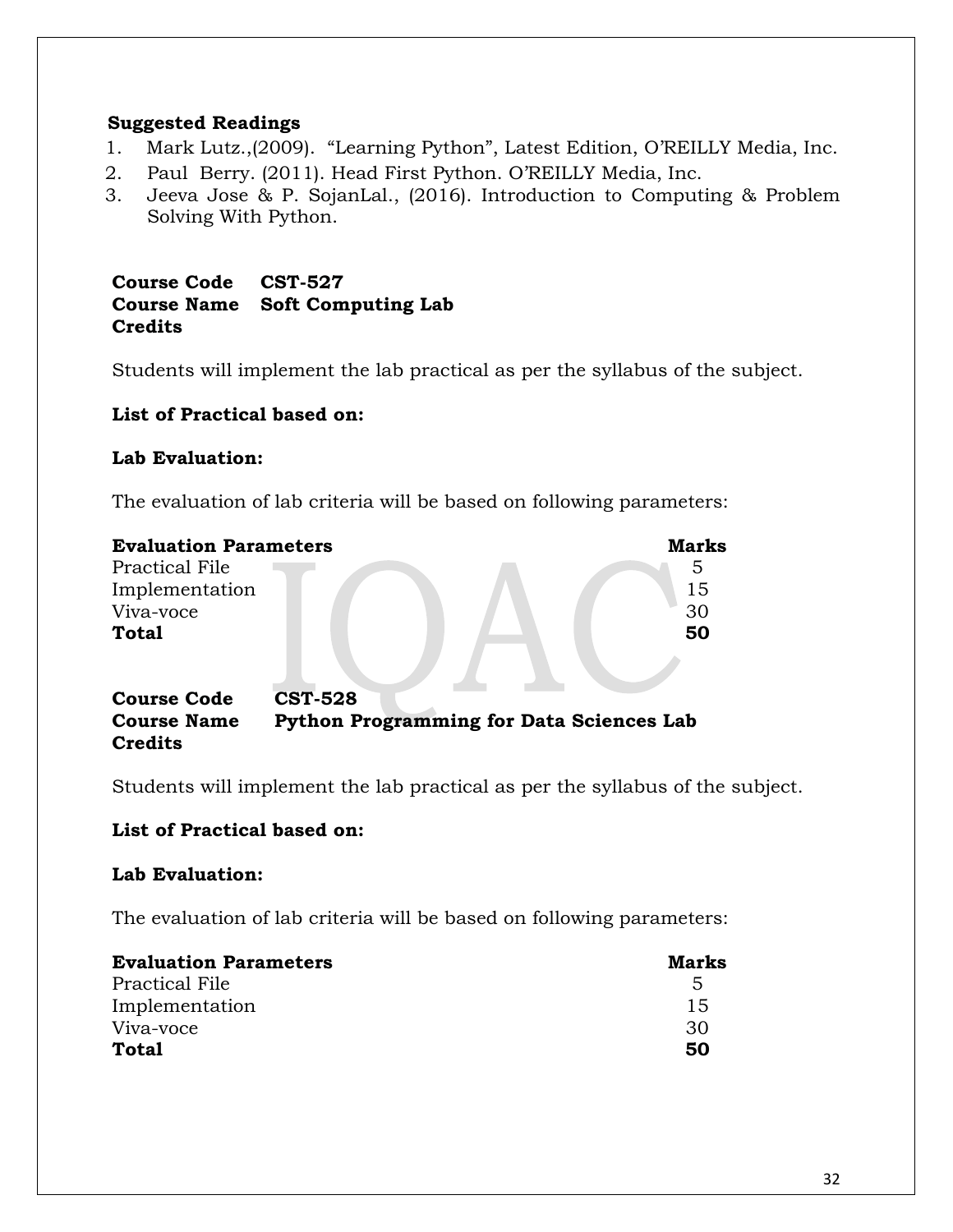**Suggested Readings**

1. Mark Lutz.,(2009). "Learning Python", Latest Edition, O'REILLY Media, Inc.
2. Paul Berry. (2011). Head First Python. O'REILLY Media, Inc.
3. Jeeva Jose & P. SojanLal., (2016). Introduction to Computing & Problem Solving With Python.

| | |
|---|---|
| **Course Code** | **CST-527** |
| **Course Name** | **Soft Computing Lab** |
| **Credits** | |

Students will implement the lab practical as per the syllabus of the subject.

**List of Practical based on:**

**Lab Evaluation:**

The evaluation of lab criteria will be based on following parameters:

| **Evaluation Parameters** | **Marks** |
|---|---|
| Practical File | 5 |
| Implementation | 15 |
| Viva-voce | 30 |
| **Total** | **50** |

| | |
|---|---|
| **Course Code** | **CST-528** |
| **Course Name** | **Python Programming for Data Sciences Lab** |
| **Credits** | |

Students will implement the lab practical as per the syllabus of the subject.

**List of Practical based on:**

**Lab Evaluation:**

The evaluation of lab criteria will be based on following parameters:

| **Evaluation Parameters** | **Marks** |
|---|---|
| Practical File | 5 |
| Implementation | 15 |
| Viva-voce | 30 |
| **Total** | **50** |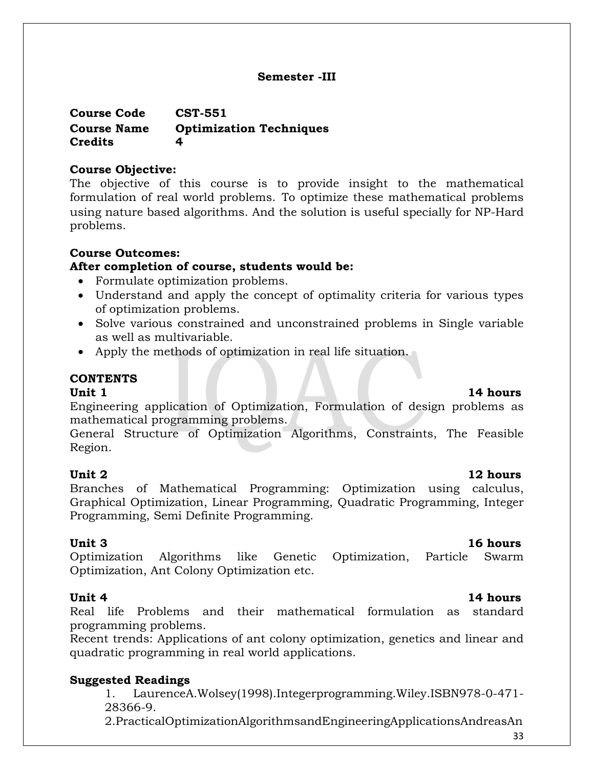**Semester -III**

**Course Code** **CST-551**
**Course Name** **Optimization Techniques**
**Credits** **4**

**Course Objective:**
The objective of this course is to provide insight to the mathematical formulation of real world problems. To optimize these mathematical problems using nature based algorithms. And the solution is useful specially for NP-Hard problems.

**Course Outcomes:**
**After completion of course, students would be:**

- Formulate optimization problems.
- Understand and apply the concept of optimality criteria for various types of optimization problems.
- Solve various constrained and unconstrained problems in Single variable as well as multivariable.
- Apply the methods of optimization in real life situation.

**CONTENTS**

**Unit 1** **14 hours**
Engineering application of Optimization, Formulation of design problems as mathematical programming problems.
General Structure of Optimization Algorithms, Constraints, The Feasible Region.

**Unit 2** **12 hours**
Branches of Mathematical Programming: Optimization using calculus, Graphical Optimization, Linear Programming, Quadratic Programming, Integer Programming, Semi Definite Programming.

**Unit 3** **16 hours**
Optimization Algorithms like Genetic Optimization, Particle Swarm Optimization, Ant Colony Optimization etc.

**Unit 4** **14 hours**
Real life Problems and their mathematical formulation as standard programming problems.
Recent trends: Applications of ant colony optimization, genetics and linear and quadratic programming in real world applications.

**Suggested Readings**

1. LaurenceA.Wolsey(1998).Integerprogramming.Wiley.ISBN978-0-471-28366-9.
2. PracticalOptimizationAlgorithmsandEngineeringApplicationsAndreasAn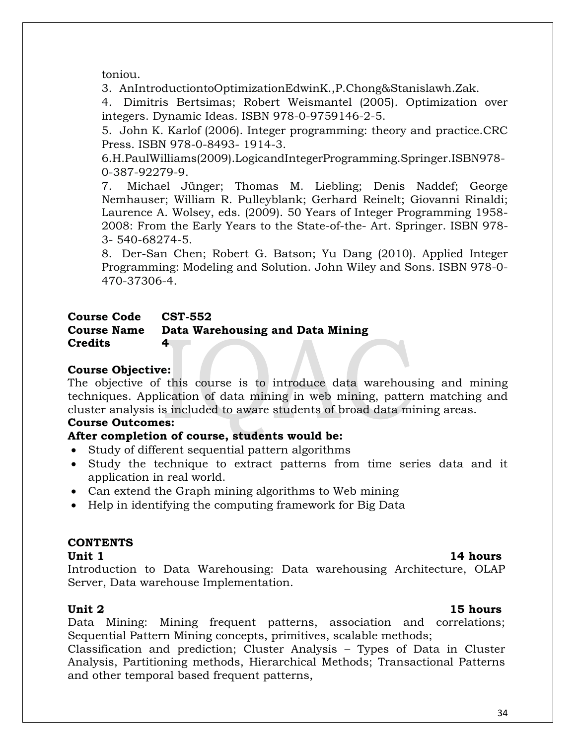toniou.

3. AnIntroductiontoOptimizationEdwinK.,P.Chong&Stanislawh.Zak.

4. Dimitris Bertsimas; Robert Weismantel (2005). Optimization over integers. Dynamic Ideas. ISBN 978-0-9759146-2-5.

5. John K. Karlof (2006). Integer programming: theory and practice.CRC Press. ISBN 978-0-8493- 1914-3.

6.H.PaulWilliams(2009).LogicandIntegerProgramming.Springer.ISBN978-0-387-92279-9.

7. Michael Jünger; Thomas M. Liebling; Denis Naddef; George Nemhauser; William R. Pulleyblank; Gerhard Reinelt; Giovanni Rinaldi; Laurence A. Wolsey, eds. (2009). 50 Years of Integer Programming 1958-2008: From the Early Years to the State-of-the- Art. Springer. ISBN 978-3- 540-68274-5.

8. Der-San Chen; Robert G. Batson; Yu Dang (2010). Applied Integer Programming: Modeling and Solution. John Wiley and Sons. ISBN 978-0-470-37306-4.

**Course Code** **CST-552**
**Course Name** **Data Warehousing and Data Mining**
**Credits** **4**

**Course Objective:**

The objective of this course is to introduce data warehousing and mining techniques. Application of data mining in web mining, pattern matching and cluster analysis is included to aware students of broad data mining areas.

**Course Outcomes:**

**After completion of course, students would be:**

- Study of different sequential pattern algorithms
- Study the technique to extract patterns from time series data and it application in real world.
- Can extend the Graph mining algorithms to Web mining
- Help in identifying the computing framework for Big Data

**CONTENTS**

**Unit 1** **14 hours**

Introduction to Data Warehousing: Data warehousing Architecture, OLAP Server, Data warehouse Implementation.

**Unit 2** **15 hours**

Data Mining: Mining frequent patterns, association and correlations; Sequential Pattern Mining concepts, primitives, scalable methods;

Classification and prediction; Cluster Analysis – Types of Data in Cluster Analysis, Partitioning methods, Hierarchical Methods; Transactional Patterns and other temporal based frequent patterns,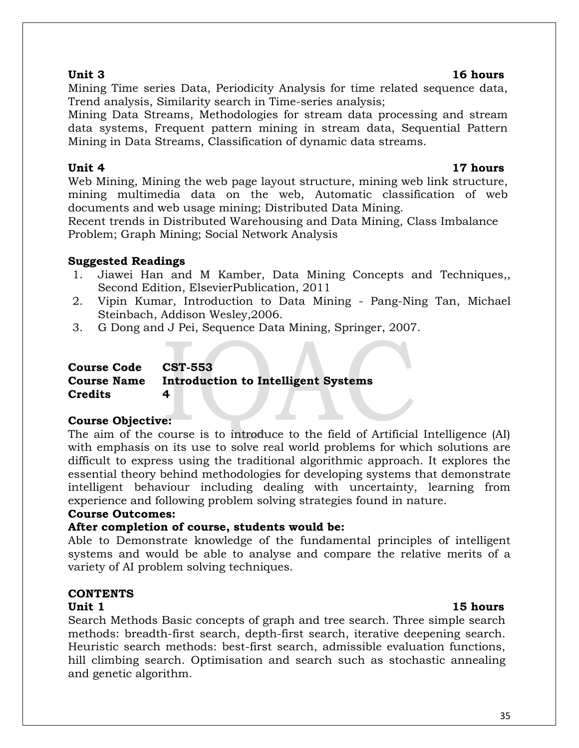**Unit 3** **16 hours**

Mining Time series Data, Periodicity Analysis for time related sequence data, Trend analysis, Similarity search in Time-series analysis;
Mining Data Streams, Methodologies for stream data processing and stream data systems, Frequent pattern mining in stream data, Sequential Pattern Mining in Data Streams, Classification of dynamic data streams.

**Unit 4** **17 hours**

Web Mining, Mining the web page layout structure, mining web link structure, mining multimedia data on the web, Automatic classification of web documents and web usage mining; Distributed Data Mining.
Recent trends in Distributed Warehousing and Data Mining, Class Imbalance Problem; Graph Mining; Social Network Analysis

**Suggested Readings**

1. Jiawei Han and M Kamber, Data Mining Concepts and Techniques,, Second Edition, ElsevierPublication, 2011
2. Vipin Kumar, Introduction to Data Mining - Pang-Ning Tan, Michael Steinbach, Addison Wesley,2006.
3. G Dong and J Pei, Sequence Data Mining, Springer, 2007.

**Course Code** **CST-553**
**Course Name** **Introduction to Intelligent Systems**
**Credits** **4**

**Course Objective:**

The aim of the course is to introduce to the field of Artificial Intelligence (AI) with emphasis on its use to solve real world problems for which solutions are difficult to express using the traditional algorithmic approach. It explores the essential theory behind methodologies for developing systems that demonstrate intelligent behaviour including dealing with uncertainty, learning from experience and following problem solving strategies found in nature.

**Course Outcomes:**

**After completion of course, students would be:**

Able to Demonstrate knowledge of the fundamental principles of intelligent systems and would be able to analyse and compare the relative merits of a variety of AI problem solving techniques.

**CONTENTS**

**Unit 1** **15 hours**

Search Methods Basic concepts of graph and tree search. Three simple search methods: breadth-first search, depth-first search, iterative deepening search. Heuristic search methods: best-first search, admissible evaluation functions, hill climbing search. Optimisation and search such as stochastic annealing and genetic algorithm.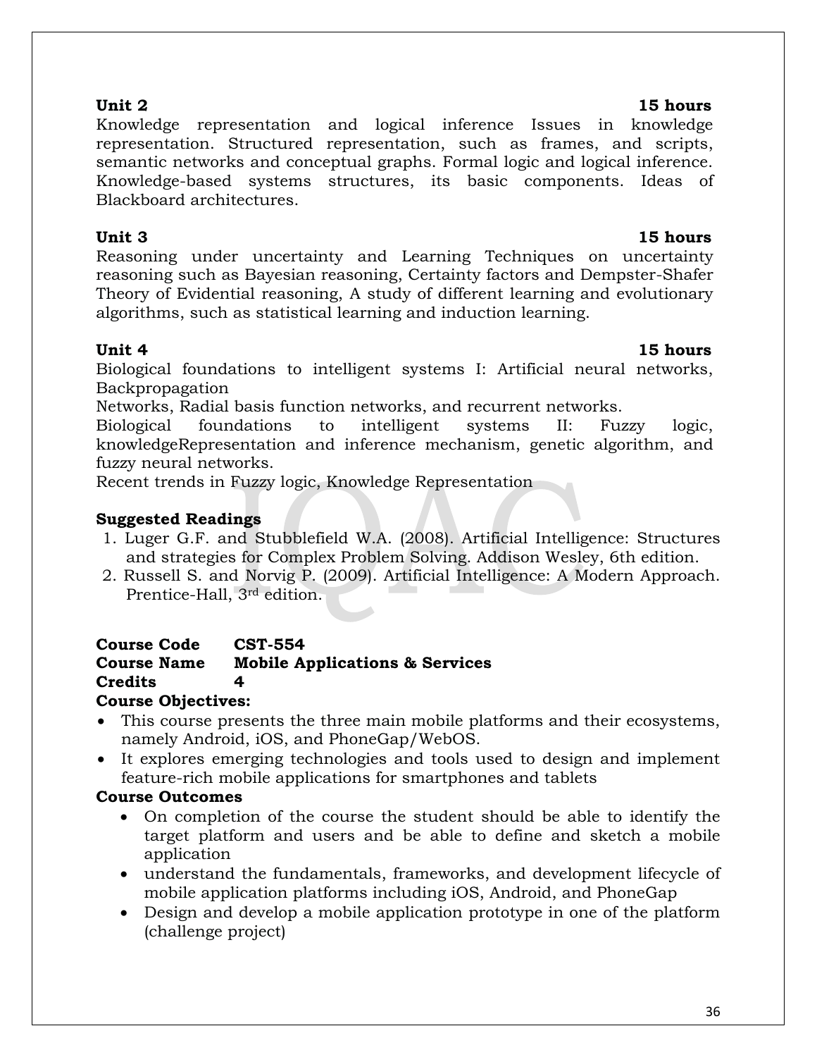**Unit 2** **15 hours**

Knowledge representation and logical inference Issues in knowledge representation. Structured representation, such as frames, and scripts, semantic networks and conceptual graphs. Formal logic and logical inference. Knowledge-based systems structures, its basic components. Ideas of Blackboard architectures.

**Unit 3** **15 hours**

Reasoning under uncertainty and Learning Techniques on uncertainty reasoning such as Bayesian reasoning, Certainty factors and Dempster-Shafer Theory of Evidential reasoning, A study of different learning and evolutionary algorithms, such as statistical learning and induction learning.

**Unit 4** **15 hours**

Biological foundations to intelligent systems I: Artificial neural networks, Backpropagation

Networks, Radial basis function networks, and recurrent networks.

Biological foundations to intelligent systems II: Fuzzy logic, knowledgeRepresentation and inference mechanism, genetic algorithm, and fuzzy neural networks.

Recent trends in Fuzzy logic, Knowledge Representation

**Suggested Readings**

1. Luger G.F. and Stubblefield W.A. (2008). Artificial Intelligence: Structures and strategies for Complex Problem Solving. Addison Wesley, 6th edition.
2. Russell S. and Norvig P. (2009). Artificial Intelligence: A Modern Approach. Prentice-Hall, 3rd edition.

**Course Code** **CST-554**
**Course Name** **Mobile Applications & Services**
**Credits** **4**

**Course Objectives:**

- This course presents the three main mobile platforms and their ecosystems, namely Android, iOS, and PhoneGap/WebOS.
- It explores emerging technologies and tools used to design and implement feature-rich mobile applications for smartphones and tablets

**Course Outcomes**

- On completion of the course the student should be able to identify the target platform and users and be able to define and sketch a mobile application
- understand the fundamentals, frameworks, and development lifecycle of mobile application platforms including iOS, Android, and PhoneGap
- Design and develop a mobile application prototype in one of the platform (challenge project)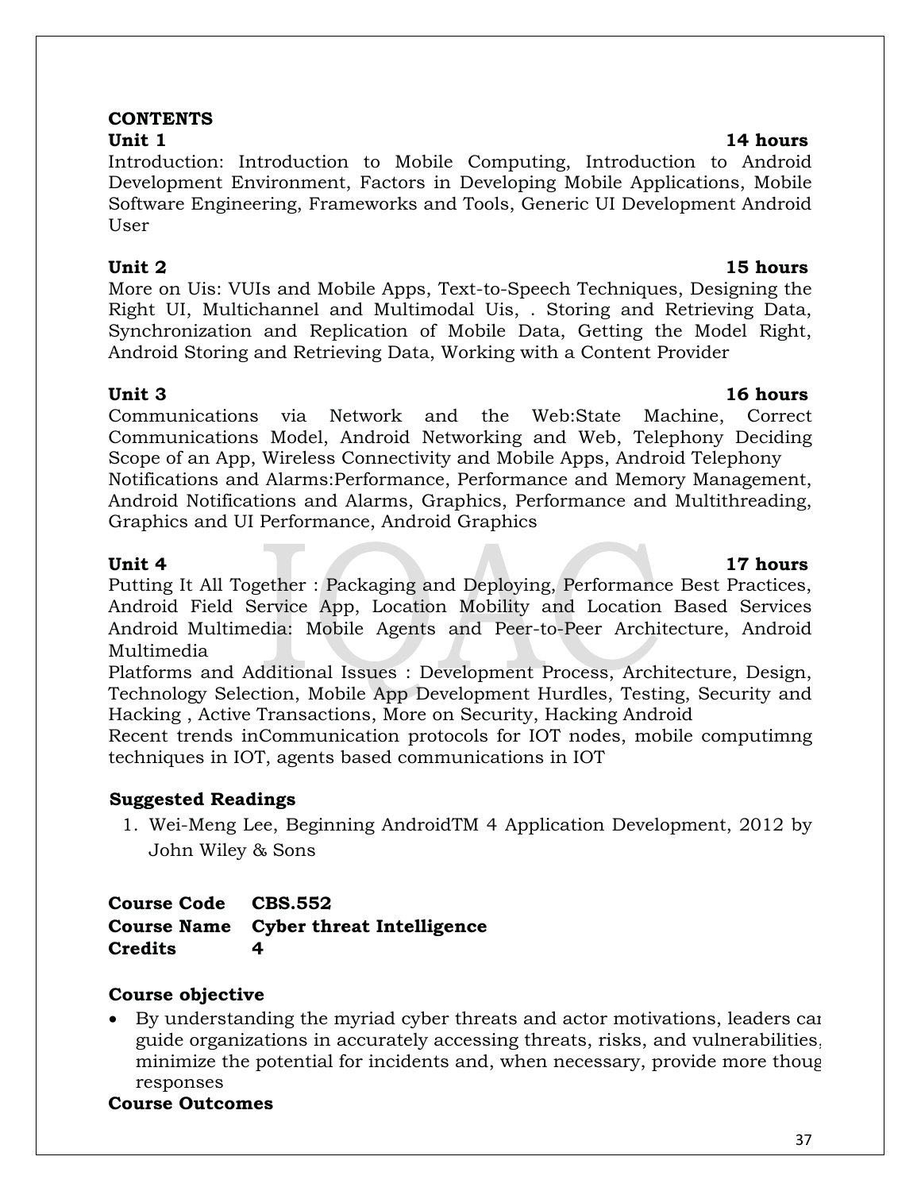**CONTENTS**

**Unit 1** **14 hours**

Introduction: Introduction to Mobile Computing, Introduction to Android Development Environment, Factors in Developing Mobile Applications, Mobile Software Engineering, Frameworks and Tools, Generic UI Development Android User

**Unit 2** **15 hours**

More on Uis: VUIs and Mobile Apps, Text-to-Speech Techniques, Designing the Right UI, Multichannel and Multimodal Uis, . Storing and Retrieving Data, Synchronization and Replication of Mobile Data, Getting the Model Right, Android Storing and Retrieving Data, Working with a Content Provider

**Unit 3** **16 hours**

Communications via Network and the Web:State Machine, Correct Communications Model, Android Networking and Web, Telephony Deciding Scope of an App, Wireless Connectivity and Mobile Apps, Android Telephony
Notifications and Alarms:Performance, Performance and Memory Management, Android Notifications and Alarms, Graphics, Performance and Multithreading, Graphics and UI Performance, Android Graphics

**Unit 4** **17 hours**

Putting It All Together : Packaging and Deploying, Performance Best Practices, Android Field Service App, Location Mobility and Location Based Services Android Multimedia: Mobile Agents and Peer-to-Peer Architecture, Android Multimedia
Platforms and Additional Issues : Development Process, Architecture, Design, Technology Selection, Mobile App Development Hurdles, Testing, Security and Hacking , Active Transactions, More on Security, Hacking Android
Recent trends inCommunication protocols for IOT nodes, mobile computimng techniques in IOT, agents based communications in IOT

**Suggested Readings**

1. Wei-Meng Lee, Beginning AndroidTM 4 Application Development, 2012 by John Wiley & Sons

**Course Code** **CBS.552**
**Course Name** **Cyber threat Intelligence**
**Credits** **4**

**Course objective**

- By understanding the myriad cyber threats and actor motivations, leaders car guide organizations in accurately accessing threats, risks, and vulnerabilities, minimize the potential for incidents and, when necessary, provide more thoug responses

**Course Outcomes**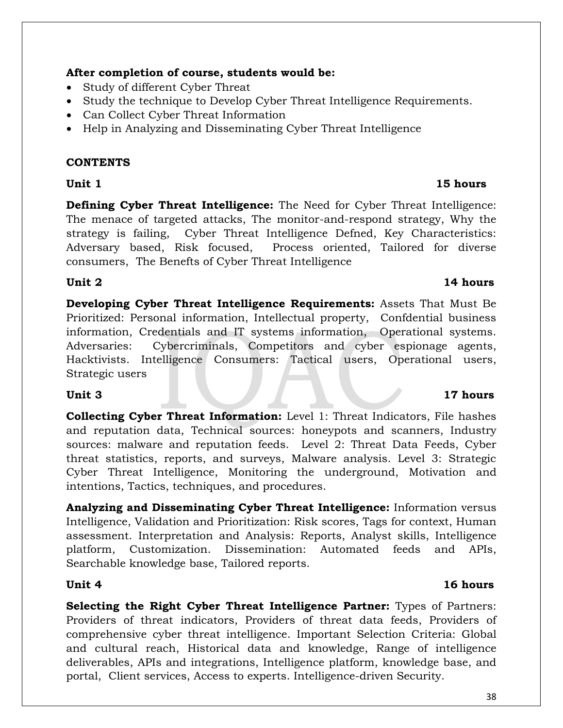**After completion of course, students would be:**

- Study of different Cyber Threat
- Study the technique to Develop Cyber Threat Intelligence Requirements.
- Can Collect Cyber Threat Information
- Help in Analyzing and Disseminating Cyber Threat Intelligence

**CONTENTS**

**Unit 1** **15 hours**

**Defining Cyber Threat Intelligence:** The Need for Cyber Threat Intelligence: The menace of targeted attacks, The monitor-and-respond strategy, Why the strategy is failing, Cyber Threat Intelligence Defned, Key Characteristics: Adversary based, Risk focused, Process oriented, Tailored for diverse consumers, The Benefts of Cyber Threat Intelligence

**Unit 2** **14 hours**

**Developing Cyber Threat Intelligence Requirements:** Assets That Must Be Prioritized: Personal information, Intellectual property, Confdential business information, Credentials and IT systems information, Operational systems. Adversaries: Cybercriminals, Competitors and cyber espionage agents, Hacktivists. Intelligence Consumers: Tactical users, Operational users, Strategic users

**Unit 3** **17 hours**

**Collecting Cyber Threat Information:** Level 1: Threat Indicators, File hashes and reputation data, Technical sources: honeypots and scanners, Industry sources: malware and reputation feeds. Level 2: Threat Data Feeds, Cyber threat statistics, reports, and surveys, Malware analysis. Level 3: Strategic Cyber Threat Intelligence, Monitoring the underground, Motivation and intentions, Tactics, techniques, and procedures.

**Analyzing and Disseminating Cyber Threat Intelligence:** Information versus Intelligence, Validation and Prioritization: Risk scores, Tags for context, Human assessment. Interpretation and Analysis: Reports, Analyst skills, Intelligence platform, Customization. Dissemination: Automated feeds and APIs, Searchable knowledge base, Tailored reports.

**Unit 4** **16 hours**

**Selecting the Right Cyber Threat Intelligence Partner:** Types of Partners: Providers of threat indicators, Providers of threat data feeds, Providers of comprehensive cyber threat intelligence. Important Selection Criteria: Global and cultural reach, Historical data and knowledge, Range of intelligence deliverables, APIs and integrations, Intelligence platform, knowledge base, and portal, Client services, Access to experts. Intelligence-driven Security.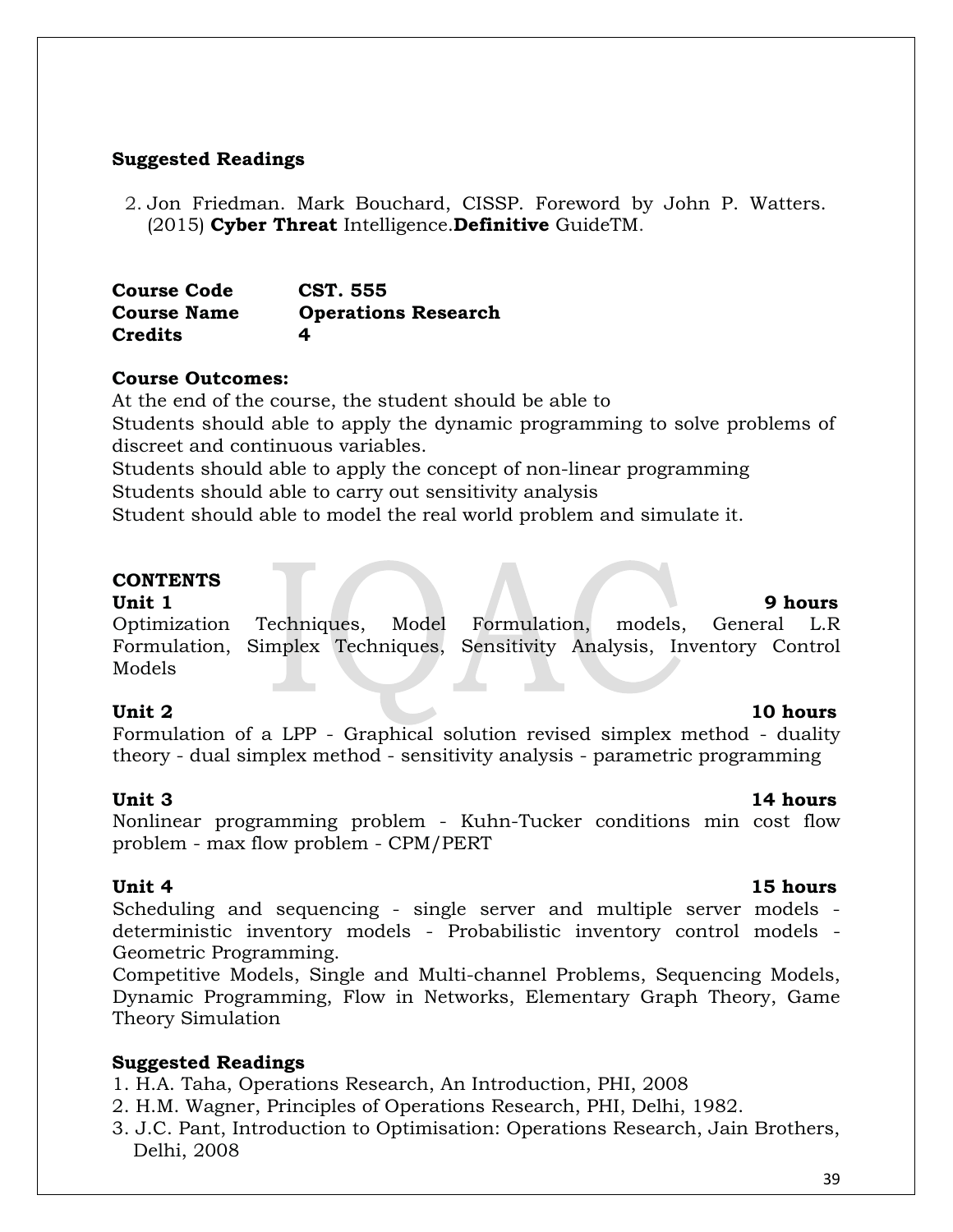**Suggested Readings**

2. Jon Friedman. Mark Bouchard, CISSP. Foreword by John P. Watters. (2015) **Cyber Threat** Intelligence.**Definitive** GuideTM.

| | |
|---|---|
| **Course Code** | **CST. 555** |
| **Course Name** | **Operations Research** |
| **Credits** | **4** |

**Course Outcomes:**

At the end of the course, the student should be able to

Students should able to apply the dynamic programming to solve problems of discreet and continuous variables.

Students should able to apply the concept of non-linear programming

Students should able to carry out sensitivity analysis

Student should able to model the real world problem and simulate it.

**CONTENTS**

**Unit 1** **9 hours**

Optimization Techniques, Model Formulation, models, General L.R Formulation, Simplex Techniques, Sensitivity Analysis, Inventory Control Models

**Unit 2** **10 hours**

Formulation of a LPP - Graphical solution revised simplex method - duality theory - dual simplex method - sensitivity analysis - parametric programming

**Unit 3** **14 hours**

Nonlinear programming problem - Kuhn-Tucker conditions min cost flow problem - max flow problem - CPM/PERT

**Unit 4** **15 hours**

Scheduling and sequencing - single server and multiple server models - deterministic inventory models - Probabilistic inventory control models - Geometric Programming.

Competitive Models, Single and Multi-channel Problems, Sequencing Models, Dynamic Programming, Flow in Networks, Elementary Graph Theory, Game Theory Simulation

**Suggested Readings**

1. H.A. Taha, Operations Research, An Introduction, PHI, 2008
2. H.M. Wagner, Principles of Operations Research, PHI, Delhi, 1982.
3. J.C. Pant, Introduction to Optimisation: Operations Research, Jain Brothers, Delhi, 2008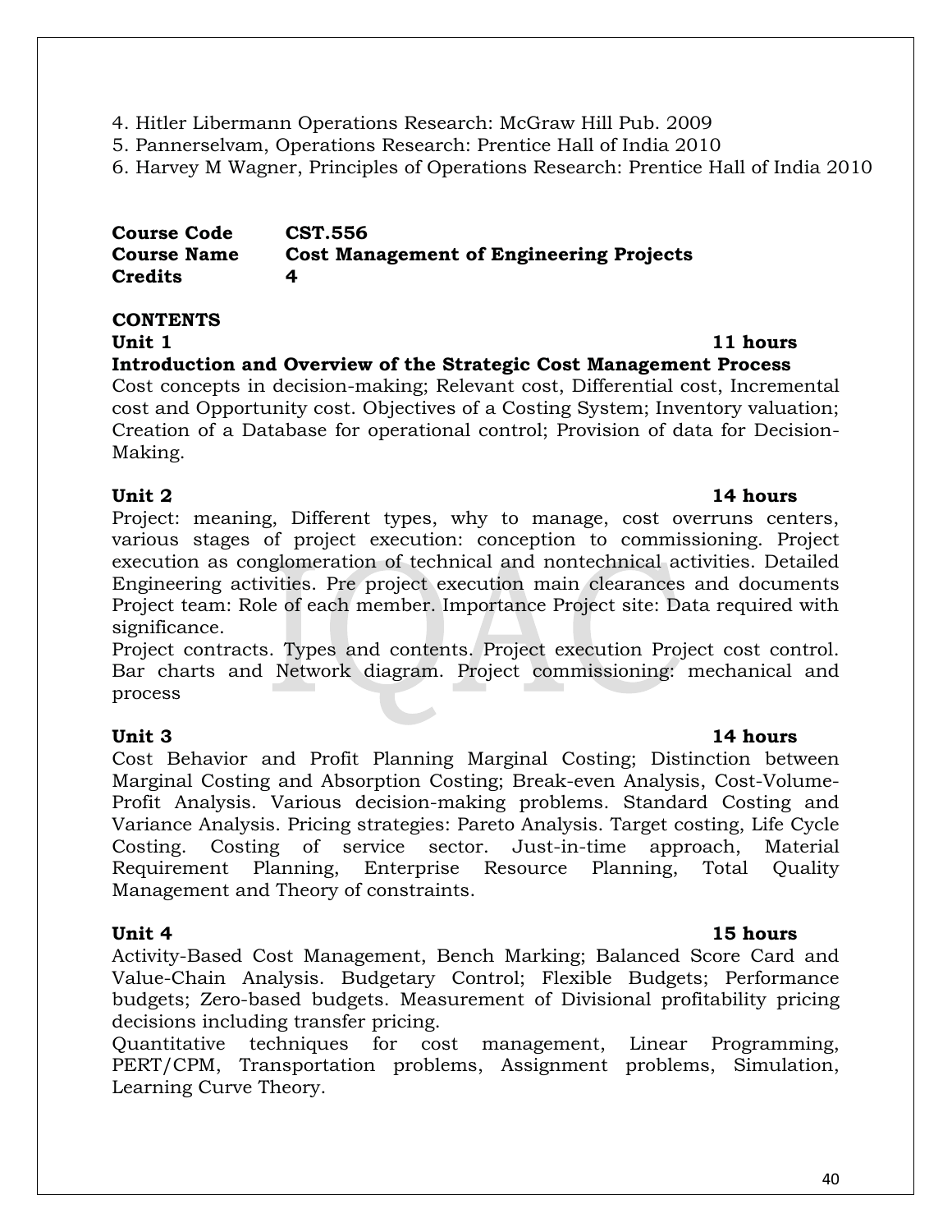4. Hitler Libermann Operations Research: McGraw Hill Pub. 2009
5. Pannerselvam, Operations Research: Prentice Hall of India 2010
6. Harvey M Wagner, Principles of Operations Research: Prentice Hall of India 2010

**Course Code** **CST.556**
**Course Name** **Cost Management of Engineering Projects**
**Credits** **4**

**CONTENTS**

**Unit 1** **11 hours**

**Introduction and Overview of the Strategic Cost Management Process**

Cost concepts in decision-making; Relevant cost, Differential cost, Incremental cost and Opportunity cost. Objectives of a Costing System; Inventory valuation; Creation of a Database for operational control; Provision of data for Decision-Making.

**Unit 2** **14 hours**

Project: meaning, Different types, why to manage, cost overruns centers, various stages of project execution: conception to commissioning. Project execution as conglomeration of technical and nontechnical activities. Detailed Engineering activities. Pre project execution main clearances and documents Project team: Role of each member. Importance Project site: Data required with significance.

Project contracts. Types and contents. Project execution Project cost control. Bar charts and Network diagram. Project commissioning: mechanical and process

**Unit 3** **14 hours**

Cost Behavior and Profit Planning Marginal Costing; Distinction between Marginal Costing and Absorption Costing; Break-even Analysis, Cost-Volume-Profit Analysis. Various decision-making problems. Standard Costing and Variance Analysis. Pricing strategies: Pareto Analysis. Target costing, Life Cycle Costing. Costing of service sector. Just-in-time approach, Material Requirement Planning, Enterprise Resource Planning, Total Quality Management and Theory of constraints.

**Unit 4** **15 hours**

Activity-Based Cost Management, Bench Marking; Balanced Score Card and Value-Chain Analysis. Budgetary Control; Flexible Budgets; Performance budgets; Zero-based budgets. Measurement of Divisional profitability pricing decisions including transfer pricing.

Quantitative techniques for cost management, Linear Programming, PERT/CPM, Transportation problems, Assignment problems, Simulation, Learning Curve Theory.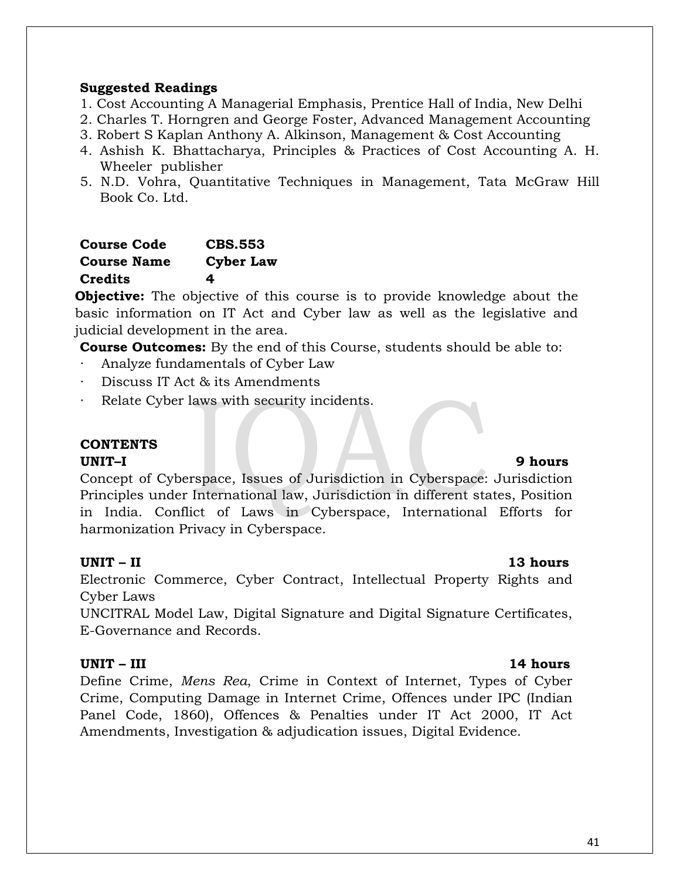**Suggested Readings**

1. Cost Accounting A Managerial Emphasis, Prentice Hall of India, New Delhi
2. Charles T. Horngren and George Foster, Advanced Management Accounting
3. Robert S Kaplan Anthony A. Alkinson, Management & Cost Accounting
4. Ashish K. Bhattacharya, Principles & Practices of Cost Accounting A. H. Wheeler publisher
5. N.D. Vohra, Quantitative Techniques in Management, Tata McGraw Hill Book Co. Ltd.

**Course Code** **CBS.553**
**Course Name** **Cyber Law**
**Credits** **4**

**Objective:** The objective of this course is to provide knowledge about the basic information on IT Act and Cyber law as well as the legislative and judicial development in the area.

**Course Outcomes:** By the end of this Course, students should be able to:

- Analyze fundamentals of Cyber Law
- Discuss IT Act & its Amendments
- Relate Cyber laws with security incidents.

**CONTENTS**

**UNIT–I** **9 hours**

Concept of Cyberspace, Issues of Jurisdiction in Cyberspace: Jurisdiction Principles under International law, Jurisdiction in different states, Position in India. Conflict of Laws in Cyberspace, International Efforts for harmonization Privacy in Cyberspace.

**UNIT – II** **13 hours**

Electronic Commerce, Cyber Contract, Intellectual Property Rights and Cyber Laws
UNCITRAL Model Law, Digital Signature and Digital Signature Certificates, E-Governance and Records.

**UNIT – III** **14 hours**

Define Crime, *Mens Rea*, Crime in Context of Internet, Types of Cyber Crime, Computing Damage in Internet Crime, Offences under IPC (Indian Panel Code, 1860), Offences & Penalties under IT Act 2000, IT Act Amendments, Investigation & adjudication issues, Digital Evidence.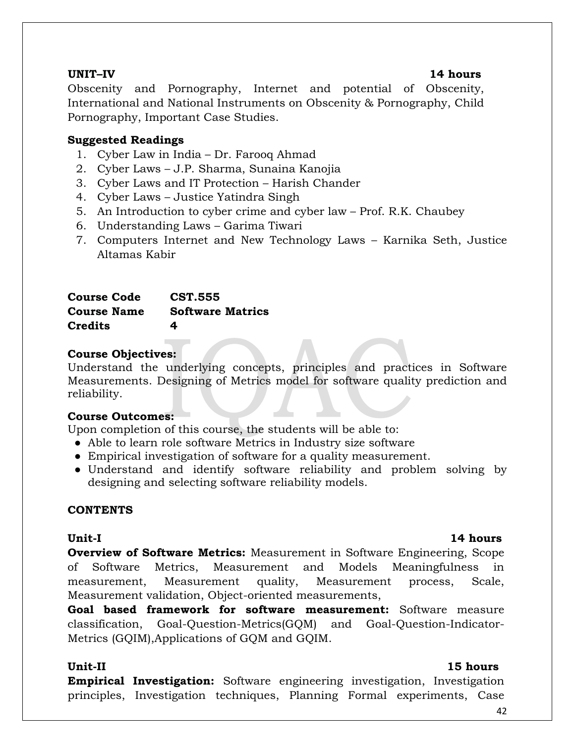**UNIT–IV** **14 hours**

Obscenity and Pornography, Internet and potential of Obscenity, International and National Instruments on Obscenity & Pornography, Child Pornography, Important Case Studies.

**Suggested Readings**

1. Cyber Law in India – Dr. Farooq Ahmad
2. Cyber Laws – J.P. Sharma, Sunaina Kanojia
3. Cyber Laws and IT Protection – Harish Chander
4. Cyber Laws – Justice Yatindra Singh
5. An Introduction to cyber crime and cyber law – Prof. R.K. Chaubey
6. Understanding Laws – Garima Tiwari
7. Computers Internet and New Technology Laws – Karnika Seth, Justice Altamas Kabir

| | |
|---|---|
| **Course Code** | **CST.555** |
| **Course Name** | **Software Matrics** |
| **Credits** | **4** |

**Course Objectives:**

Understand the underlying concepts, principles and practices in Software Measurements. Designing of Metrics model for software quality prediction and reliability.

**Course Outcomes:**

Upon completion of this course, the students will be able to:

- Able to learn role software Metrics in Industry size software
- Empirical investigation of software for a quality measurement.
- Understand and identify software reliability and problem solving by designing and selecting software reliability models.

**CONTENTS**

**Unit-I** **14 hours**

**Overview of Software Metrics:** Measurement in Software Engineering, Scope of Software Metrics, Measurement and Models Meaningfulness in measurement, Measurement quality, Measurement process, Scale, Measurement validation, Object-oriented measurements,

**Goal based framework for software measurement:** Software measure classification, Goal-Question-Metrics(GQM) and Goal-Question-Indicator-Metrics (GQIM),Applications of GQM and GQIM.

**Unit-II** **15 hours**

**Empirical Investigation:** Software engineering investigation, Investigation principles, Investigation techniques, Planning Formal experiments, Case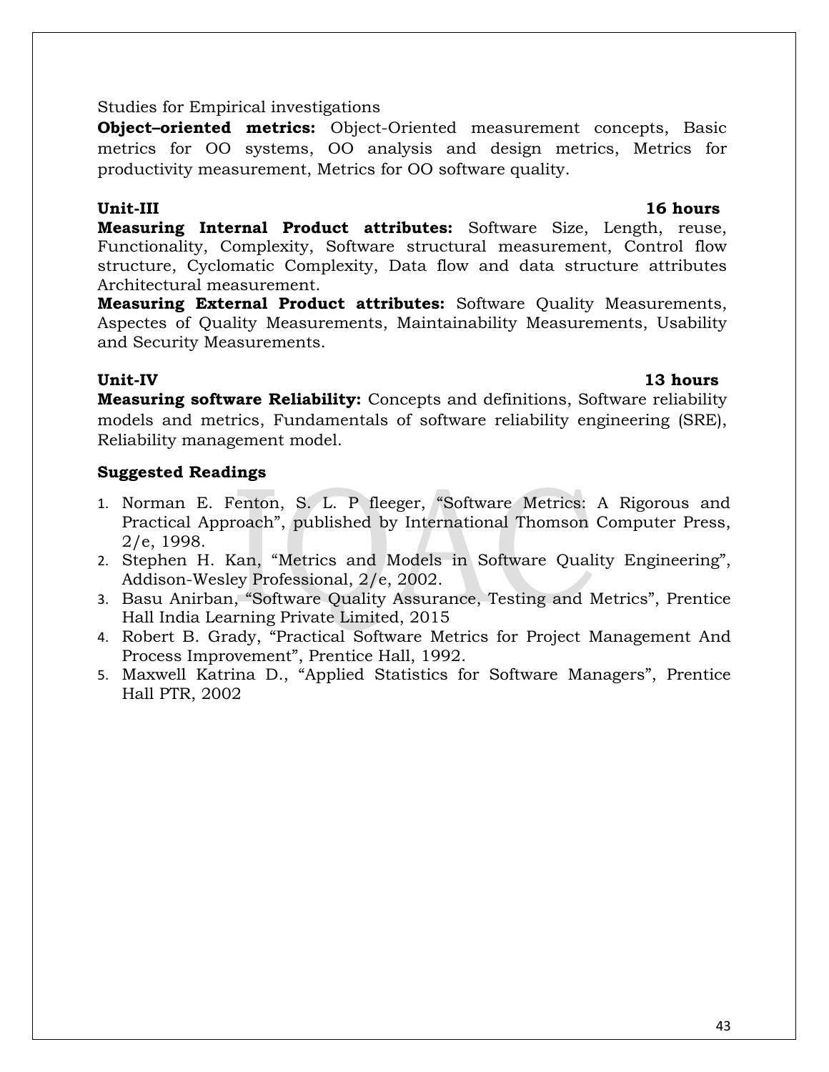Studies for Empirical investigations

**Object–oriented metrics:** Object-Oriented measurement concepts, Basic metrics for OO systems, OO analysis and design metrics, Metrics for productivity measurement, Metrics for OO software quality.

**Unit-III** **16 hours**

**Measuring Internal Product attributes:** Software Size, Length, reuse, Functionality, Complexity, Software structural measurement, Control flow structure, Cyclomatic Complexity, Data flow and data structure attributes Architectural measurement.

**Measuring External Product attributes:** Software Quality Measurements, Aspectes of Quality Measurements, Maintainability Measurements, Usability and Security Measurements.

**Unit-IV** **13 hours**

**Measuring software Reliability:** Concepts and definitions, Software reliability models and metrics, Fundamentals of software reliability engineering (SRE), Reliability management model.

**Suggested Readings**

1. Norman E. Fenton, S. L. P fleeger, "Software Metrics: A Rigorous and Practical Approach", published by International Thomson Computer Press, 2/e, 1998.
2. Stephen H. Kan, "Metrics and Models in Software Quality Engineering", Addison-Wesley Professional, 2/e, 2002.
3. Basu Anirban, "Software Quality Assurance, Testing and Metrics", Prentice Hall India Learning Private Limited, 2015
4. Robert B. Grady, "Practical Software Metrics for Project Management And Process Improvement", Prentice Hall, 1992.
5. Maxwell Katrina D., "Applied Statistics for Software Managers", Prentice Hall PTR, 2002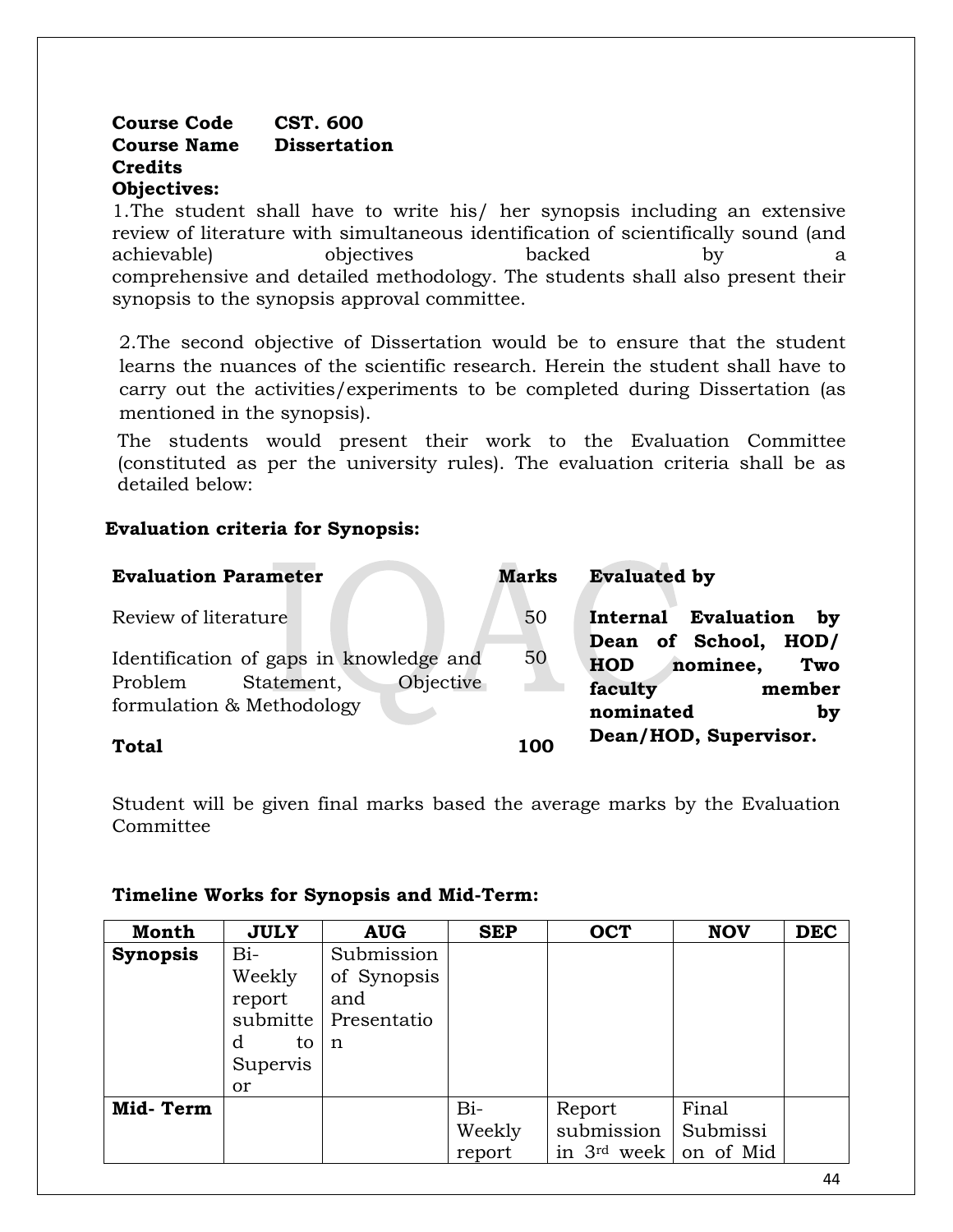**Course Code** **CST. 600**
**Course Name** **Dissertation**
**Credits**
**Objectives:**

1.The student shall have to write his/ her synopsis including an extensive review of literature with simultaneous identification of scientifically sound (and achievable) objectives backed by a comprehensive and detailed methodology. The students shall also present their synopsis to the synopsis approval committee.

2.The second objective of Dissertation would be to ensure that the student learns the nuances of the scientific research. Herein the student shall have to carry out the activities/experiments to be completed during Dissertation (as mentioned in the synopsis).

The students would present their work to the Evaluation Committee (constituted as per the university rules). The evaluation criteria shall be as detailed below:

**Evaluation criteria for Synopsis:**

| **Evaluation Parameter** | **Marks** | **Evaluated by** |
|---|---|---|
| Review of literature | 50 | **Internal Evaluation by Dean of School, HOD/ HOD nominee, Two faculty member nominated by Dean/HOD, Supervisor.** |
| Identification of gaps in knowledge and Problem Statement, Objective formulation & Methodology | 50 | |
| **Total** | **100** | |

Student will be given final marks based the average marks by the Evaluation Committee

**Timeline Works for Synopsis and Mid-Term:**

| **Month** | **JULY** | **AUG** | **SEP** | **OCT** | **NOV** | **DEC** |
|---|---|---|---|---|---|---|
| **Synopsis** | Bi-Weekly report submitted to Supervisor | Submission of Synopsis and Presentation | | | | |
| **Mid- Term** | | | Bi-Weekly report | Report submission in 3rd week | Final Submission of Mid | |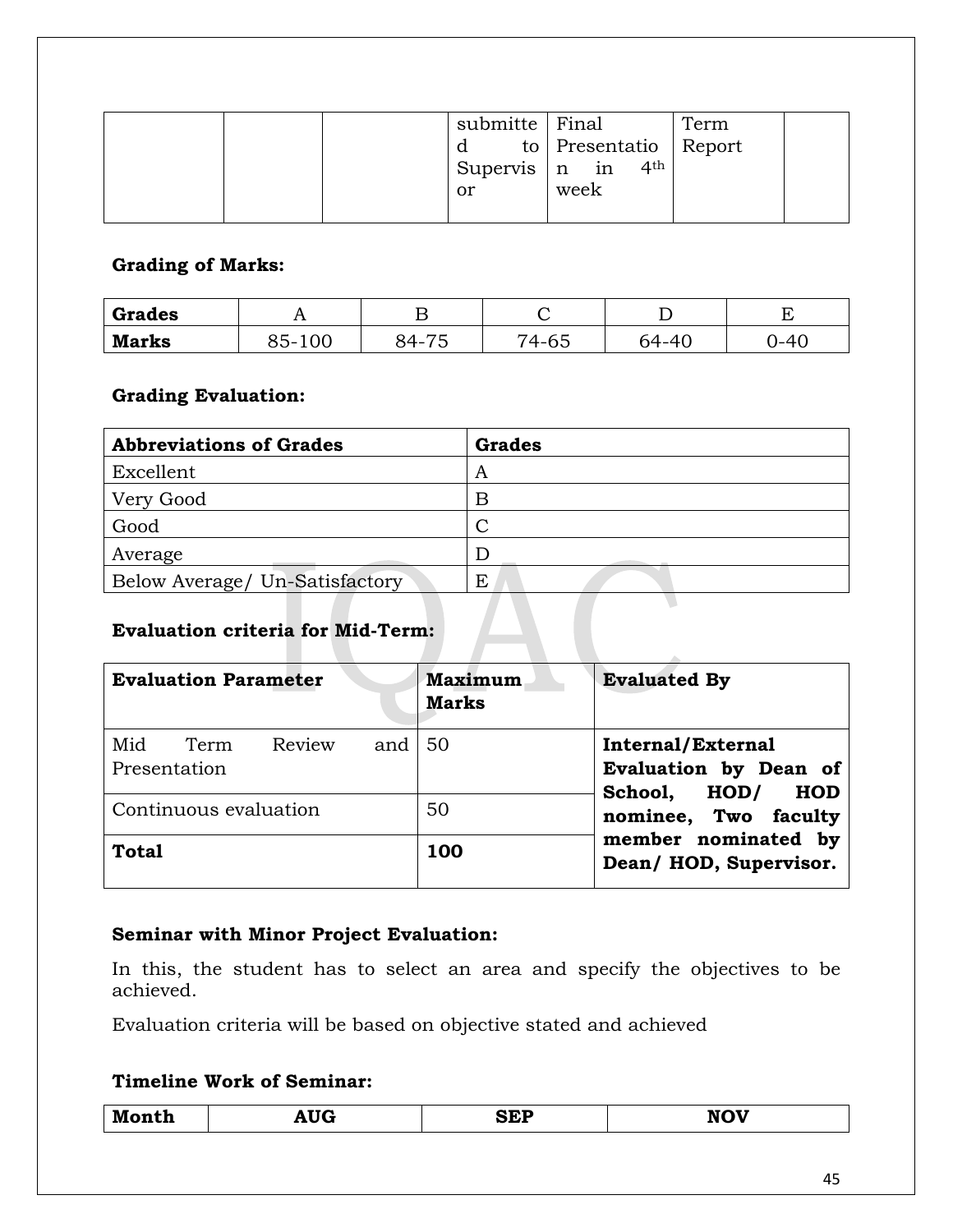| | | | | | | |
|---|---|---|---|---|---|---|
| | | | submitted to Supervisor | Final Presentation in 4th week | Term Report | |

**Grading of Marks:**

| **Grades** | A | B | C | D | E |
|---|---|---|---|---|---|
| **Marks** | 85-100 | 84-75 | 74-65 | 64-40 | 0-40 |

**Grading Evaluation:**

| **Abbreviations of Grades** | **Grades** |
|---|---|
| Excellent | A |
| Very Good | B |
| Good | C |
| Average | D |
| Below Average/ Un-Satisfactory | E |

**Evaluation criteria for Mid-Term:**

| **Evaluation Parameter** | **Maximum Marks** | **Evaluated By** |
|---|---|---|
| Mid Term Review and Presentation | 50 | **Internal/External Evaluation by Dean of School, HOD/ HOD nominee, Two faculty member nominated by Dean/ HOD, Supervisor.** |
| Continuous evaluation | 50 | |
| **Total** | **100** | |

**Seminar with Minor Project Evaluation:**

In this, the student has to select an area and specify the objectives to be achieved.

Evaluation criteria will be based on objective stated and achieved

**Timeline Work of Seminar:**

| **Month** | **AUG** | **SEP** | **NOV** |
|---|---|---|---|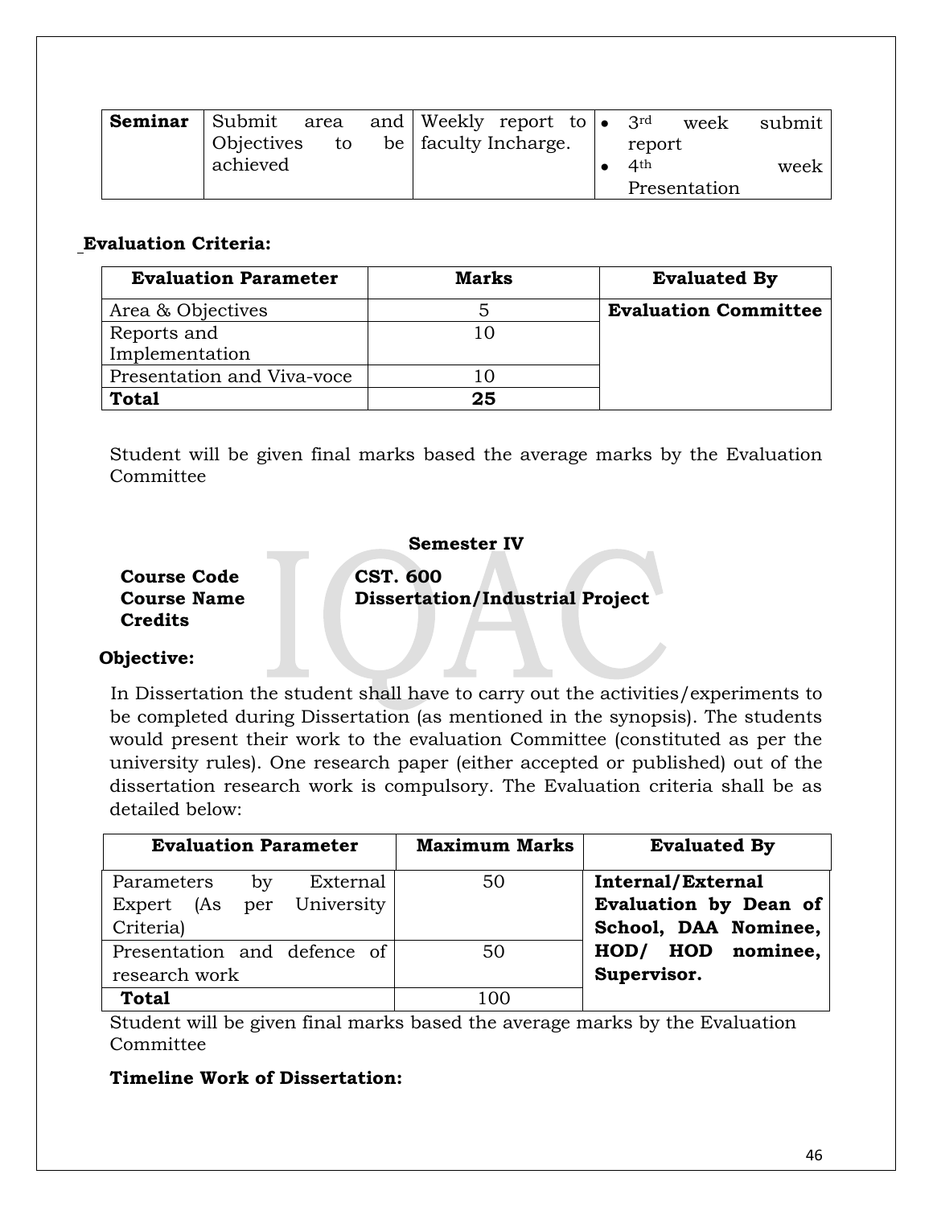| | | | |
|---|---|---|---|
| **Seminar** | Submit area and Objectives to be achieved | Weekly report to faculty Incharge. | • 3rd week submit report<br>• 4th week Presentation |

**Evaluation Criteria:**

| Evaluation Parameter | Marks | Evaluated By |
|---|---|---|
| Area & Objectives | 5 | **Evaluation Committee** |
| Reports and Implementation | 10 | |
| Presentation and Viva-voce | 10 | |
| **Total** | **25** | |

Student will be given final marks based the average marks by the Evaluation Committee

**Semester IV**

**Course Code** **CST. 600**
**Course Name** **Dissertation/Industrial Project**
**Credits**

**Objective:**

In Dissertation the student shall have to carry out the activities/experiments to be completed during Dissertation (as mentioned in the synopsis). The students would present their work to the evaluation Committee (constituted as per the university rules). One research paper (either accepted or published) out of the dissertation research work is compulsory. The Evaluation criteria shall be as detailed below:

| Evaluation Parameter | Maximum Marks | Evaluated By |
|---|---|---|
| Parameters by External Expert (As per University Criteria) | 50 | **Internal/External Evaluation by Dean of School, DAA Nominee, HOD/ HOD nominee, Supervisor.** |
| Presentation and defence of research work | 50 | |
| **Total** | 100 | |

Student will be given final marks based the average marks by the Evaluation Committee

**Timeline Work of Dissertation:**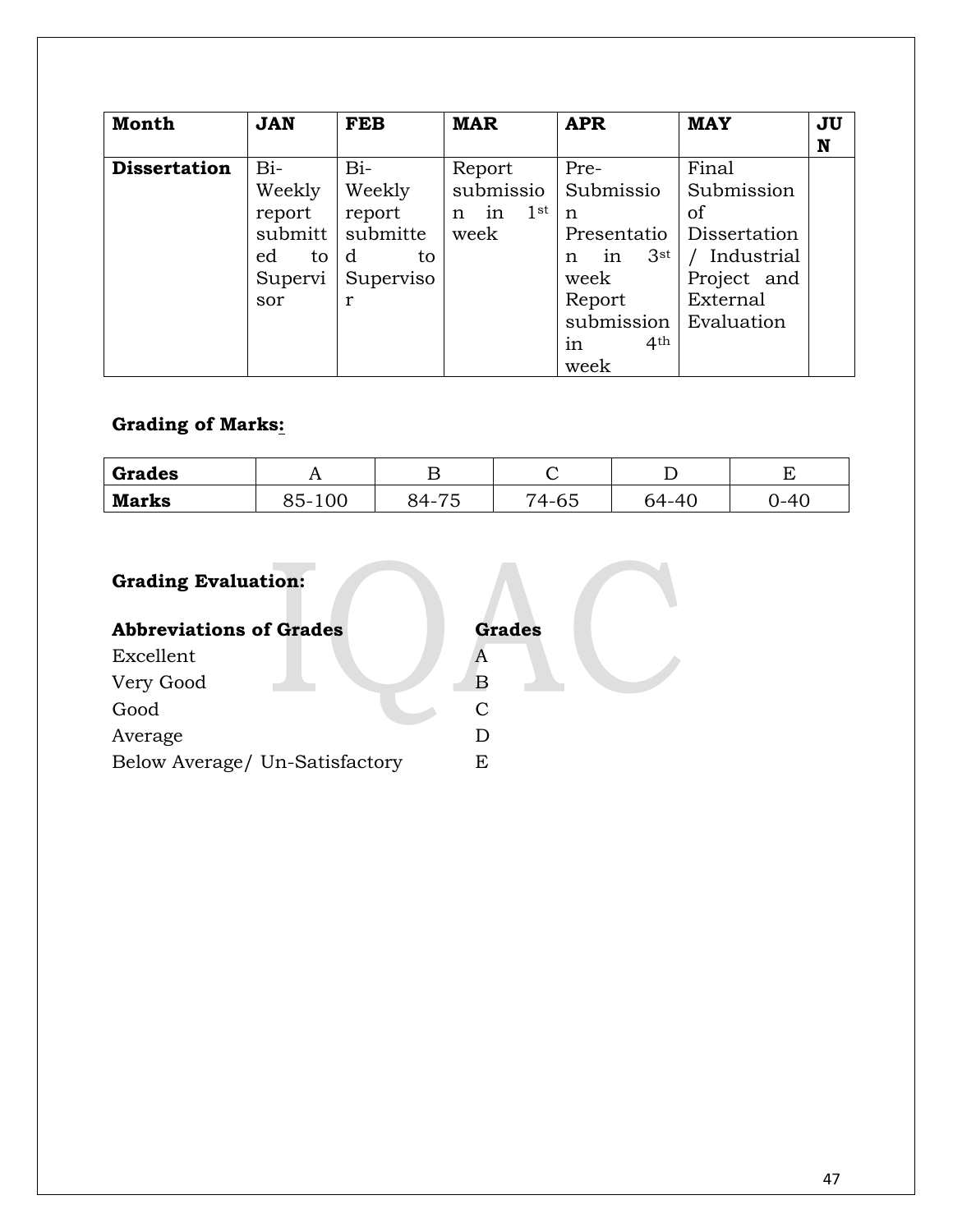| Month | JAN | FEB | MAR | APR | MAY | JUN |
|---|---|---|---|---|---|---|
| **Dissertation** | Bi-Weekly report submitted to Supervisor | Bi-Weekly report submitted to Supervisor | Report submission in 1st week | Pre-Submission Presentation in 3st week Report submission in 4th week | Final Submission of Dissertation / Industrial Project and External Evaluation | |

**Grading of Marks:**

| **Grades** | A | B | C | D | E |
|---|---|---|---|---|---|
| **Marks** | 85-100 | 84-75 | 74-65 | 64-40 | 0-40 |

**Grading Evaluation:**

| **Abbreviations of Grades** | **Grades** |
|---|---|
| Excellent | A |
| Very Good | B |
| Good | C |
| Average | D |
| Below Average/ Un-Satisfactory | E |